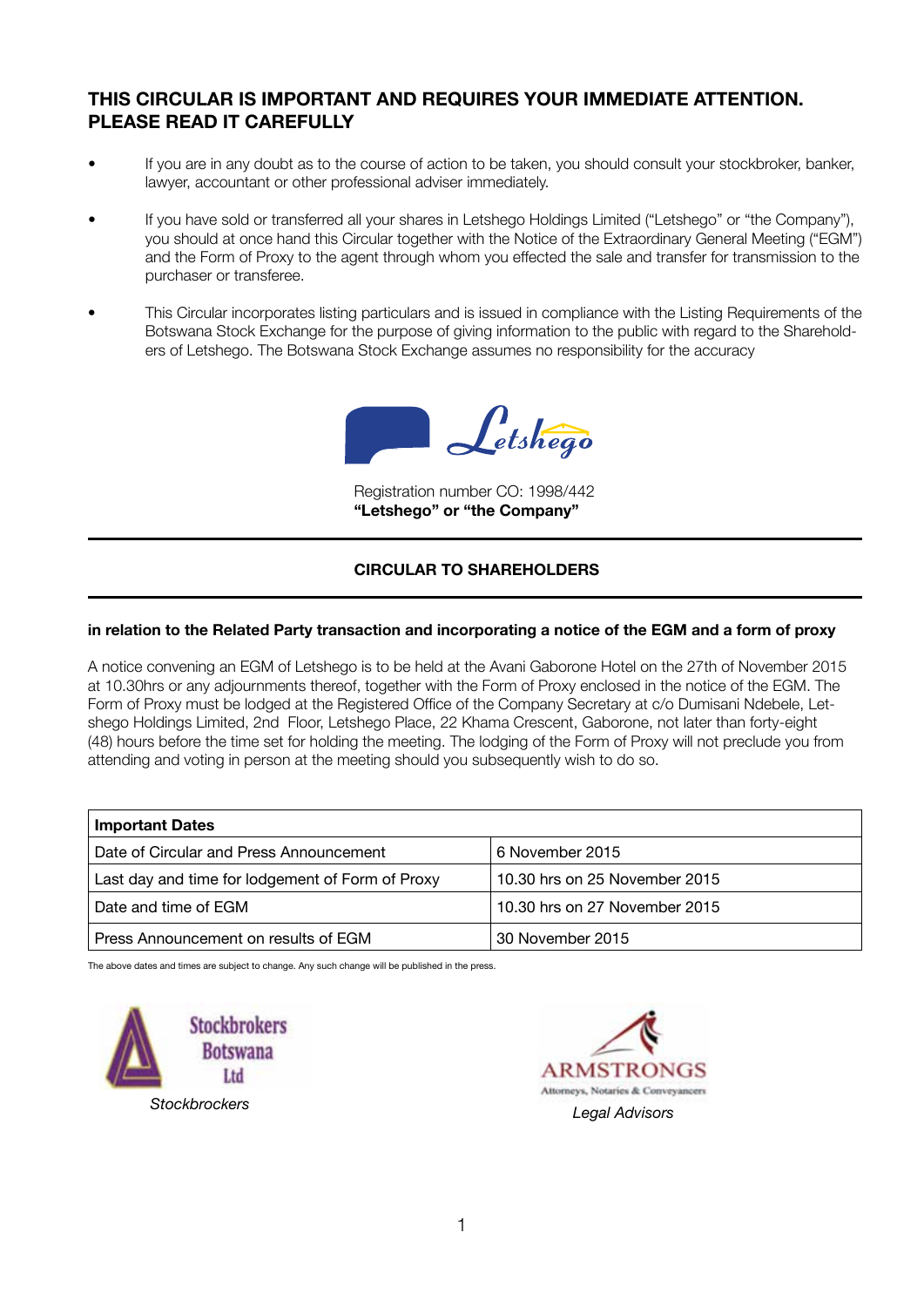**THIS CIRCULAR IS IMPORTANT AND REQUIRES YOUR IMMEDIATE ATTENTION. PLEASE READ IT CAREFULLY**

- If you are in any doubt as to the course of action to be taken, you should consult your stockbroker, banker, lawyer, accountant or other professional adviser immediately.
- If you have sold or transferred all your shares in Letshego Holdings Limited ("Letshego" or "the Company"), you should at once hand this Circular together with the Notice of the Extraordinary General Meeting ("EGM") and the Form of Proxy to the agent through whom you effected the sale and transfer for transmission to the purchaser or transferee.
- This Circular incorporates listing particulars and is issued in compliance with the Listing Requirements of the Botswana Stock Exchange for the purpose of giving information to the public with regard to the Shareholders of Letshego. The Botswana Stock Exchange assumes no responsibility for the accuracy

Letshego

Registration number CO: 1998/442
**"Letshego" or "the Company"**

**CIRCULAR TO SHAREHOLDERS**

**in relation to the Related Party transaction and incorporating a notice of the EGM and a form of proxy**

A notice convening an EGM of Letshego is to be held at the Avani Gaborone Hotel on the 27th of November 2015 at 10.30hrs or any adjournments thereof, together with the Form of Proxy enclosed in the notice of the EGM. The Form of Proxy must be lodged at the Registered Office of the Company Secretary at c/o Dumisani Ndebele, Letshego Holdings Limited, 2nd Floor, Letshego Place, 22 Khama Crescent, Gaborone, not later than forty-eight (48) hours before the time set for holding the meeting. The lodging of the Form of Proxy will not preclude you from attending and voting in person at the meeting should you subsequently wish to do so.

| **Important Dates** | |
|---|---|
| Date of Circular and Press Announcement | 6 November 2015 |
| Last day and time for lodgement of Form of Proxy | 10.30 hrs on 25 November 2015 |
| Date and time of EGM | 10.30 hrs on 27 November 2015 |
| Press Announcement on results of EGM | 30 November 2015 |

The above dates and times are subject to change. Any such change will be published in the press.

Stockbrokers Botswana Ltd

*Stockbrockers*

ARMSTRONGS
Attorneys, Notaries & Conveyancers

*Legal Advisors*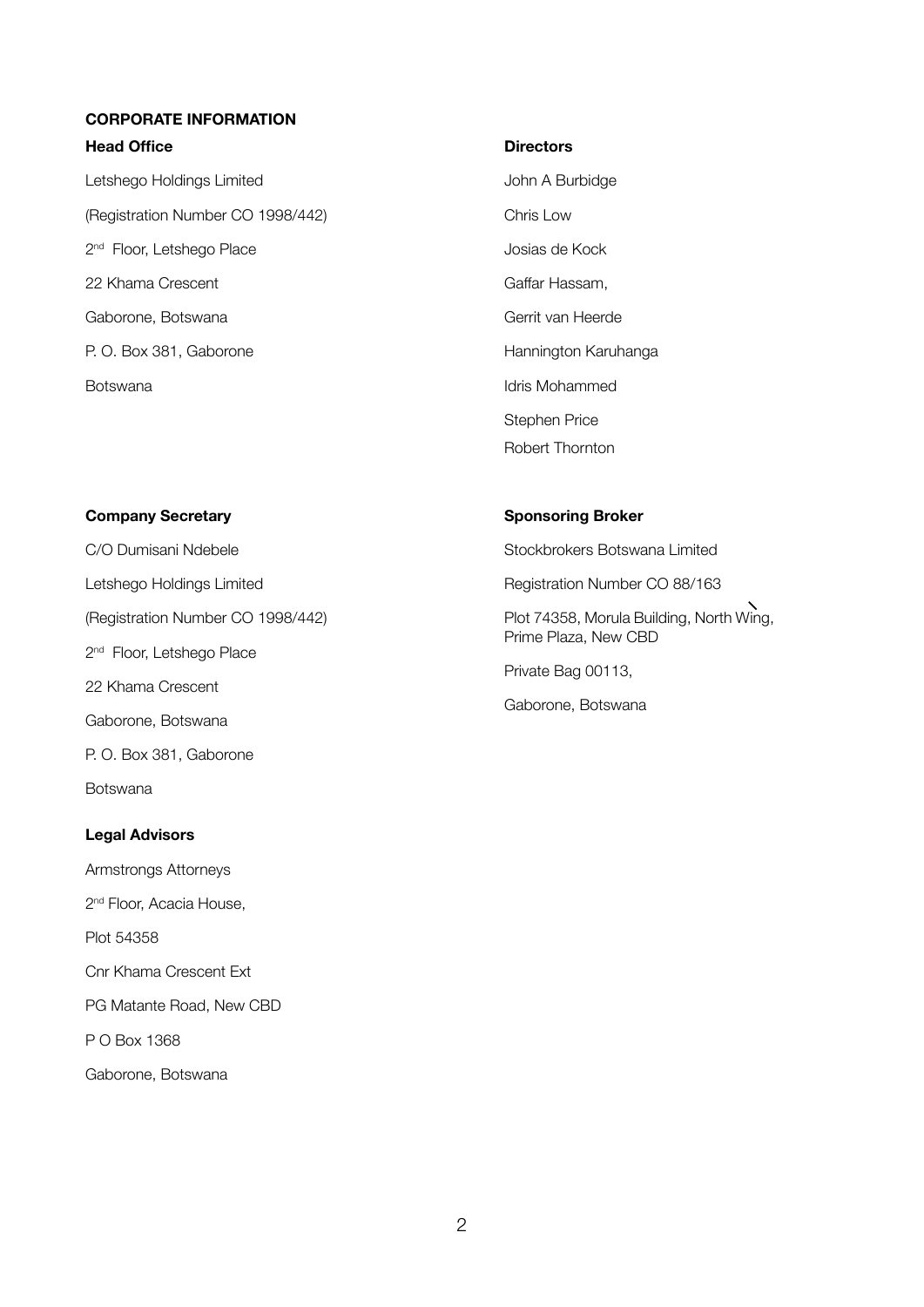## CORPORATE INFORMATION

### Head Office

Letshego Holdings Limited

(Registration Number CO 1998/442)

2nd Floor, Letshego Place

22 Khama Crescent

Gaborone, Botswana

P. O. Box 381, Gaborone

Botswana

### Directors

John A Burbidge

Chris Low

Josias de Kock

Gaffar Hassam,

Gerrit van Heerde

Hannington Karuhanga

Idris Mohammed

Stephen Price

Robert Thornton

### Company Secretary

C/O Dumisani Ndebele

Letshego Holdings Limited

(Registration Number CO 1998/442)

2nd Floor, Letshego Place

22 Khama Crescent

Gaborone, Botswana

P. O. Box 381, Gaborone

Botswana

### Sponsoring Broker

Stockbrokers Botswana Limited

Registration Number CO 88/163

Plot 74358, Morula Building, North Wing, Prime Plaza, New CBD

Private Bag 00113,

Gaborone, Botswana

### Legal Advisors

Armstrongs Attorneys

2nd Floor, Acacia House,

Plot 54358

Cnr Khama Crescent Ext

PG Matante Road, New CBD

P O Box 1368

Gaborone, Botswana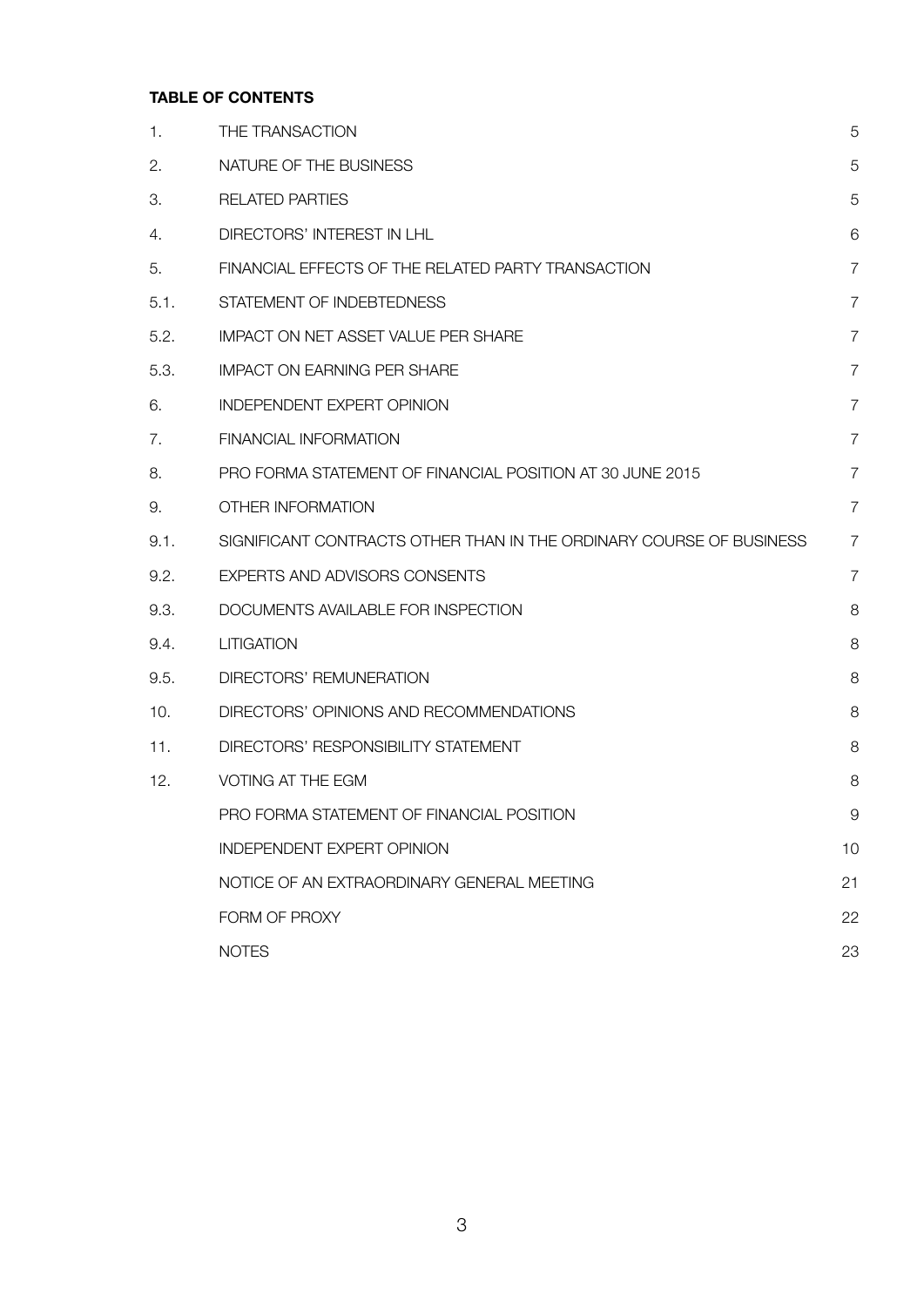**TABLE OF CONTENTS**

| | | |
|---|---|---|
| 1. | THE TRANSACTION | 5 |
| 2. | NATURE OF THE BUSINESS | 5 |
| 3. | RELATED PARTIES | 5 |
| 4. | DIRECTORS' INTEREST IN LHL | 6 |
| 5. | FINANCIAL EFFECTS OF THE RELATED PARTY TRANSACTION | 7 |
| 5.1. | STATEMENT OF INDEBTEDNESS | 7 |
| 5.2. | IMPACT ON NET ASSET VALUE PER SHARE | 7 |
| 5.3. | IMPACT ON EARNING PER SHARE | 7 |
| 6. | INDEPENDENT EXPERT OPINION | 7 |
| 7. | FINANCIAL INFORMATION | 7 |
| 8. | PRO FORMA STATEMENT OF FINANCIAL POSITION AT 30 JUNE 2015 | 7 |
| 9. | OTHER INFORMATION | 7 |
| 9.1. | SIGNIFICANT CONTRACTS OTHER THAN IN THE ORDINARY COURSE OF BUSINESS | 7 |
| 9.2. | EXPERTS AND ADVISORS CONSENTS | 7 |
| 9.3. | DOCUMENTS AVAILABLE FOR INSPECTION | 8 |
| 9.4. | LITIGATION | 8 |
| 9.5. | DIRECTORS' REMUNERATION | 8 |
| 10. | DIRECTORS' OPINIONS AND RECOMMENDATIONS | 8 |
| 11. | DIRECTORS' RESPONSIBILITY STATEMENT | 8 |
| 12. | VOTING AT THE EGM | 8 |
| | PRO FORMA STATEMENT OF FINANCIAL POSITION | 9 |
| | INDEPENDENT EXPERT OPINION | 10 |
| | NOTICE OF AN EXTRAORDINARY GENERAL MEETING | 21 |
| | FORM OF PROXY | 22 |
| | NOTES | 23 |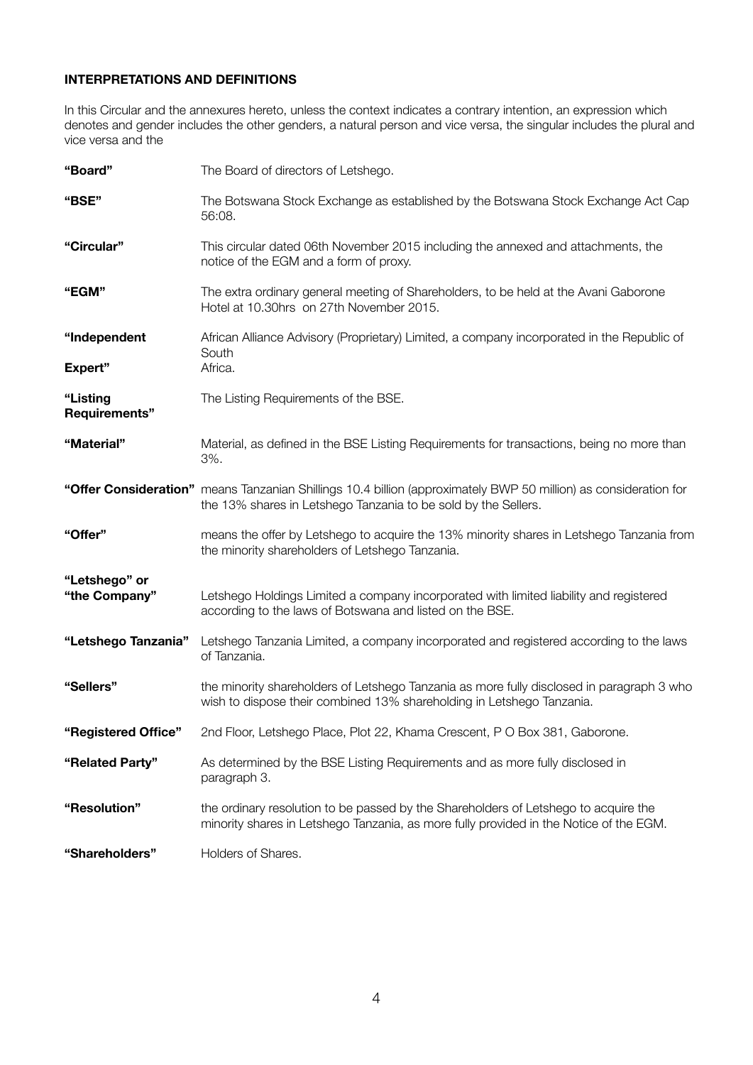**INTERPRETATIONS AND DEFINITIONS**

In this Circular and the annexures hereto, unless the context indicates a contrary intention, an expression which denotes and gender includes the other genders, a natural person and vice versa, the singular includes the plural and vice versa and the

| | |
|---|---|
| **"Board"** | The Board of directors of Letshego. |
| **"BSE"** | The Botswana Stock Exchange as established by the Botswana Stock Exchange Act Cap 56:08. |
| **"Circular"** | This circular dated 06th November 2015 including the annexed and attachments, the notice of the EGM and a form of proxy. |
| **"EGM"** | The extra ordinary general meeting of Shareholders, to be held at the Avani Gaborone Hotel at 10.30hrs on 27th November 2015. |
| **"Independent Expert"** | African Alliance Advisory (Proprietary) Limited, a company incorporated in the Republic of South Africa. |
| **"Listing Requirements"** | The Listing Requirements of the BSE. |
| **"Material"** | Material, as defined in the BSE Listing Requirements for transactions, being no more than 3%. |
| **"Offer Consideration"** | means Tanzanian Shillings 10.4 billion (approximately BWP 50 million) as consideration for the 13% shares in Letshego Tanzania to be sold by the Sellers. |
| **"Offer"** | means the offer by Letshego to acquire the 13% minority shares in Letshego Tanzania from the minority shareholders of Letshego Tanzania. |
| **"Letshego" or "the Company"** | Letshego Holdings Limited a company incorporated with limited liability and registered according to the laws of Botswana and listed on the BSE. |
| **"Letshego Tanzania"** | Letshego Tanzania Limited, a company incorporated and registered according to the laws of Tanzania. |
| **"Sellers"** | the minority shareholders of Letshego Tanzania as more fully disclosed in paragraph 3 who wish to dispose their combined 13% shareholding in Letshego Tanzania. |
| **"Registered Office"** | 2nd Floor, Letshego Place, Plot 22, Khama Crescent, P O Box 381, Gaborone. |
| **"Related Party"** | As determined by the BSE Listing Requirements and as more fully disclosed in paragraph 3. |
| **"Resolution"** | the ordinary resolution to be passed by the Shareholders of Letshego to acquire the minority shares in Letshego Tanzania, as more fully provided in the Notice of the EGM. |
| **"Shareholders"** | Holders of Shares. |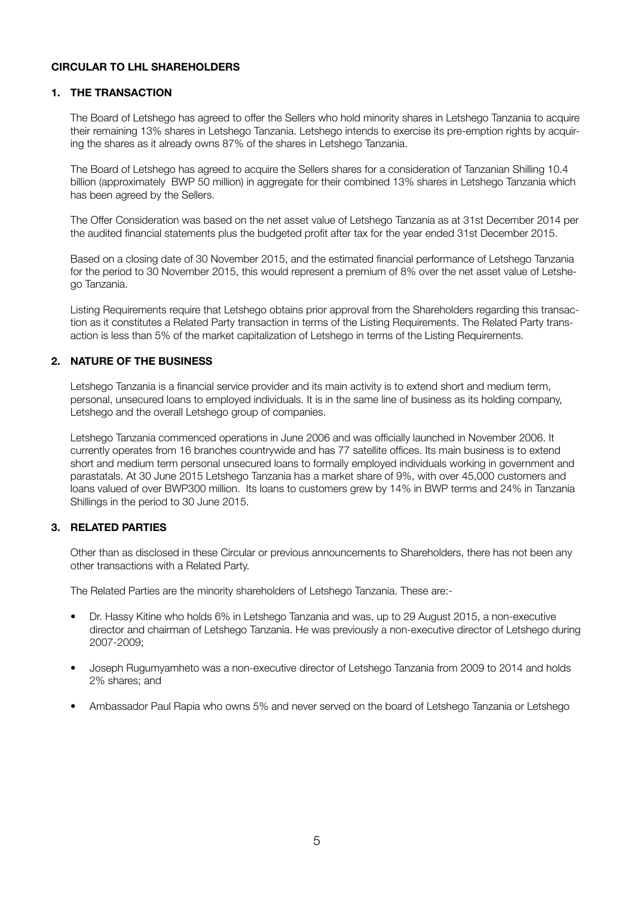**CIRCULAR TO LHL SHAREHOLDERS**

## 1. THE TRANSACTION

The Board of Letshego has agreed to offer the Sellers who hold minority shares in Letshego Tanzania to acquire their remaining 13% shares in Letshego Tanzania. Letshego intends to exercise its pre-emption rights by acquiring the shares as it already owns 87% of the shares in Letshego Tanzania.

The Board of Letshego has agreed to acquire the Sellers shares for a consideration of Tanzanian Shilling 10.4 billion (approximately BWP 50 million) in aggregate for their combined 13% shares in Letshego Tanzania which has been agreed by the Sellers.

The Offer Consideration was based on the net asset value of Letshego Tanzania as at 31st December 2014 per the audited financial statements plus the budgeted profit after tax for the year ended 31st December 2015.

Based on a closing date of 30 November 2015, and the estimated financial performance of Letshego Tanzania for the period to 30 November 2015, this would represent a premium of 8% over the net asset value of Letshego Tanzania.

Listing Requirements require that Letshego obtains prior approval from the Shareholders regarding this transaction as it constitutes a Related Party transaction in terms of the Listing Requirements. The Related Party transaction is less than 5% of the market capitalization of Letshego in terms of the Listing Requirements.

## 2. NATURE OF THE BUSINESS

Letshego Tanzania is a financial service provider and its main activity is to extend short and medium term, personal, unsecured loans to employed individuals. It is in the same line of business as its holding company, Letshego and the overall Letshego group of companies.

Letshego Tanzania commenced operations in June 2006 and was officially launched in November 2006. It currently operates from 16 branches countrywide and has 77 satellite offices. Its main business is to extend short and medium term personal unsecured loans to formally employed individuals working in government and parastatals. At 30 June 2015 Letshego Tanzania has a market share of 9%, with over 45,000 customers and loans valued of over BWP300 million. Its loans to customers grew by 14% in BWP terms and 24% in Tanzania Shillings in the period to 30 June 2015.

## 3. RELATED PARTIES

Other than as disclosed in these Circular or previous announcements to Shareholders, there has not been any other transactions with a Related Party.

The Related Parties are the minority shareholders of Letshego Tanzania. These are:-

- Dr. Hassy Kitine who holds 6% in Letshego Tanzania and was, up to 29 August 2015, a non-executive director and chairman of Letshego Tanzania. He was previously a non-executive director of Letshego during 2007-2009;
- Joseph Rugumyamheto was a non-executive director of Letshego Tanzania from 2009 to 2014 and holds 2% shares; and
- Ambassador Paul Rapia who owns 5% and never served on the board of Letshego Tanzania or Letshego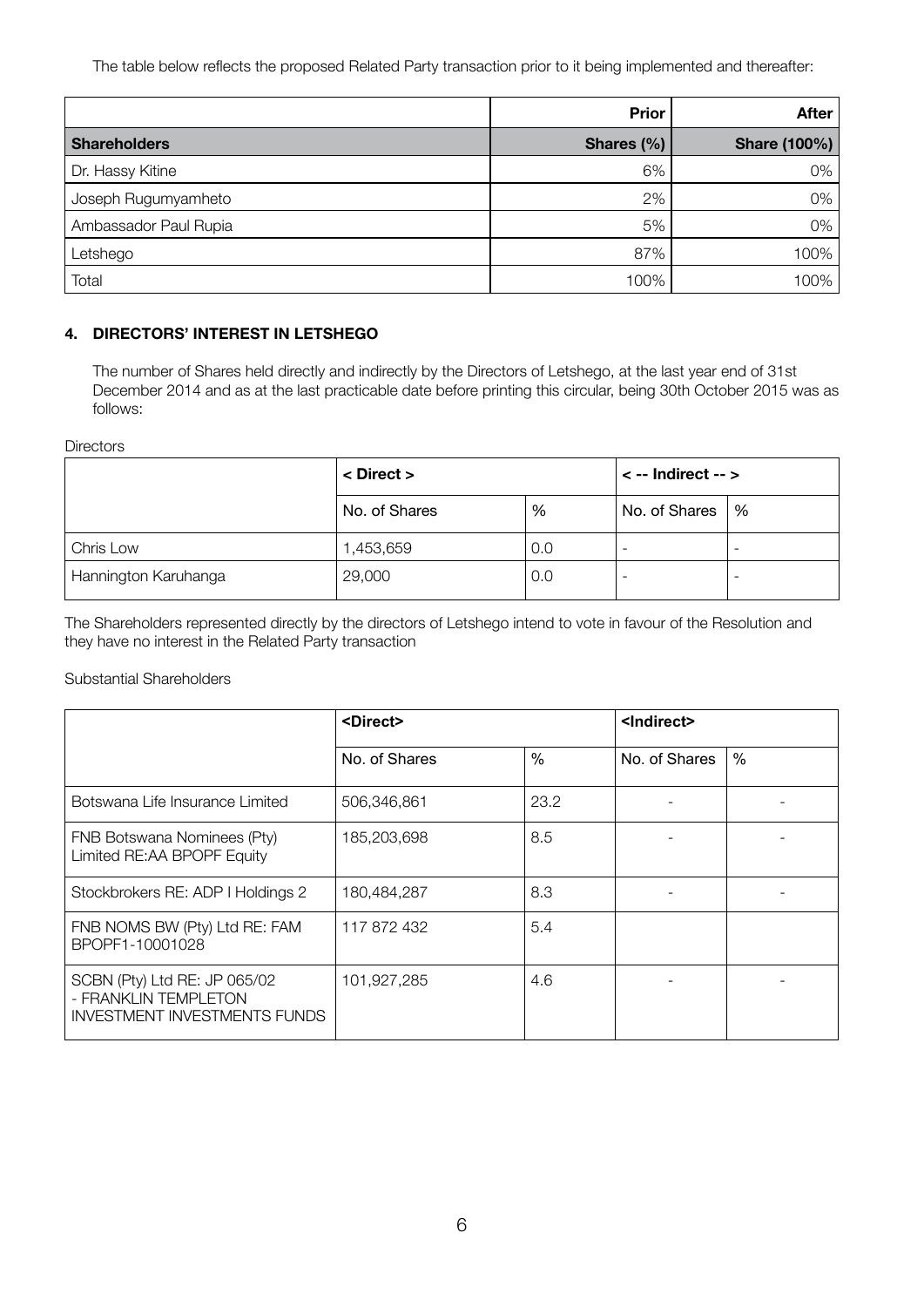The table below reflects the proposed Related Party transaction prior to it being implemented and thereafter:

| | Prior | After |
|---|---|---|
| **Shareholders** | **Shares (%)** | **Share (100%)** |
| Dr. Hassy Kitine | 6% | 0% |
| Joseph Rugumyamheto | 2% | 0% |
| Ambassador Paul Rupia | 5% | 0% |
| Letshego | 87% | 100% |
| Total | 100% | 100% |

## 4. DIRECTORS' INTEREST IN LETSHEGO

The number of Shares held directly and indirectly by the Directors of Letshego, at the last year end of 31st December 2014 and as at the last practicable date before printing this circular, being 30th October 2015 was as follows:

Directors

| | < Direct > | | < -- Indirect -- > | |
|---|---|---|---|---|
| | No. of Shares | % | No. of Shares | % |
| Chris Low | 1,453,659 | 0.0 | - | - |
| Hannington Karuhanga | 29,000 | 0.0 | - | - |

The Shareholders represented directly by the directors of Letshego intend to vote in favour of the Resolution and they have no interest in the Related Party transaction

Substantial Shareholders

| | <Direct> | | <Indirect> | |
|---|---|---|---|---|
| | No. of Shares | % | No. of Shares | % |
| Botswana Life Insurance Limited | 506,346,861 | 23.2 | - | - |
| FNB Botswana Nominees (Pty) Limited RE:AA BPOPF Equity | 185,203,698 | 8.5 | - | - |
| Stockbrokers RE: ADP I Holdings 2 | 180,484,287 | 8.3 | - | - |
| FNB NOMS BW (Pty) Ltd RE: FAM BPOPF1-10001028 | 117 872 432 | 5.4 | | |
| SCBN (Pty) Ltd RE: JP 065/02 - FRANKLIN TEMPLETON INVESTMENT INVESTMENTS FUNDS | 101,927,285 | 4.6 | - | - |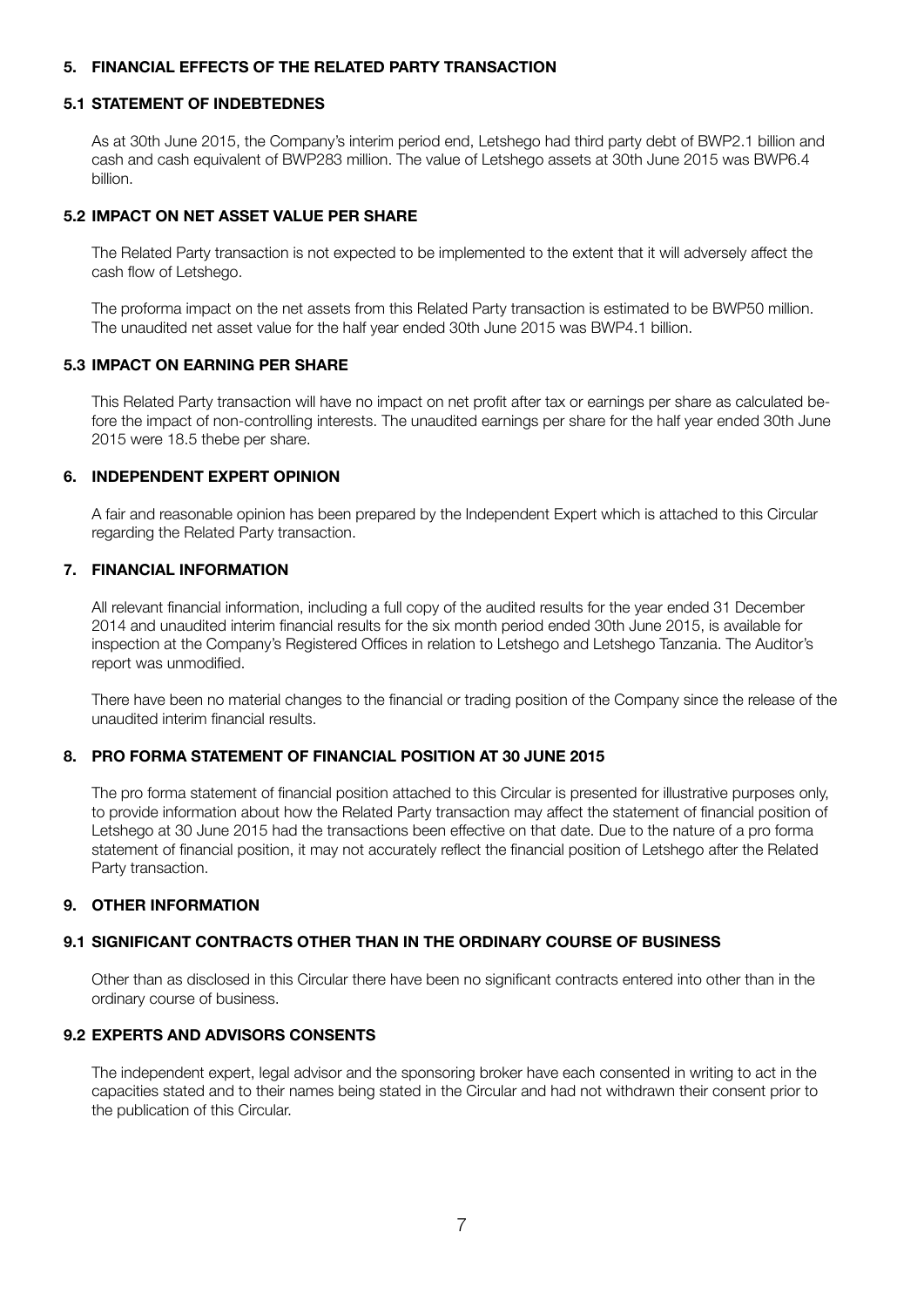## 5. FINANCIAL EFFECTS OF THE RELATED PARTY TRANSACTION

### 5.1 STATEMENT OF INDEBTEDNES

As at 30th June 2015, the Company's interim period end, Letshego had third party debt of BWP2.1 billion and cash and cash equivalent of BWP283 million. The value of Letshego assets at 30th June 2015 was BWP6.4 billion.

### 5.2 IMPACT ON NET ASSET VALUE PER SHARE

The Related Party transaction is not expected to be implemented to the extent that it will adversely affect the cash flow of Letshego.

The proforma impact on the net assets from this Related Party transaction is estimated to be BWP50 million. The unaudited net asset value for the half year ended 30th June 2015 was BWP4.1 billion.

### 5.3 IMPACT ON EARNING PER SHARE

This Related Party transaction will have no impact on net profit after tax or earnings per share as calculated before the impact of non-controlling interests. The unaudited earnings per share for the half year ended 30th June 2015 were 18.5 thebe per share.

## 6. INDEPENDENT EXPERT OPINION

A fair and reasonable opinion has been prepared by the Independent Expert which is attached to this Circular regarding the Related Party transaction.

## 7. FINANCIAL INFORMATION

All relevant financial information, including a full copy of the audited results for the year ended 31 December 2014 and unaudited interim financial results for the six month period ended 30th June 2015, is available for inspection at the Company's Registered Offices in relation to Letshego and Letshego Tanzania. The Auditor's report was unmodified.

There have been no material changes to the financial or trading position of the Company since the release of the unaudited interim financial results.

## 8. PRO FORMA STATEMENT OF FINANCIAL POSITION AT 30 JUNE 2015

The pro forma statement of financial position attached to this Circular is presented for illustrative purposes only, to provide information about how the Related Party transaction may affect the statement of financial position of Letshego at 30 June 2015 had the transactions been effective on that date. Due to the nature of a pro forma statement of financial position, it may not accurately reflect the financial position of Letshego after the Related Party transaction.

## 9. OTHER INFORMATION

### 9.1 SIGNIFICANT CONTRACTS OTHER THAN IN THE ORDINARY COURSE OF BUSINESS

Other than as disclosed in this Circular there have been no significant contracts entered into other than in the ordinary course of business.

### 9.2 EXPERTS AND ADVISORS CONSENTS

The independent expert, legal advisor and the sponsoring broker have each consented in writing to act in the capacities stated and to their names being stated in the Circular and had not withdrawn their consent prior to the publication of this Circular.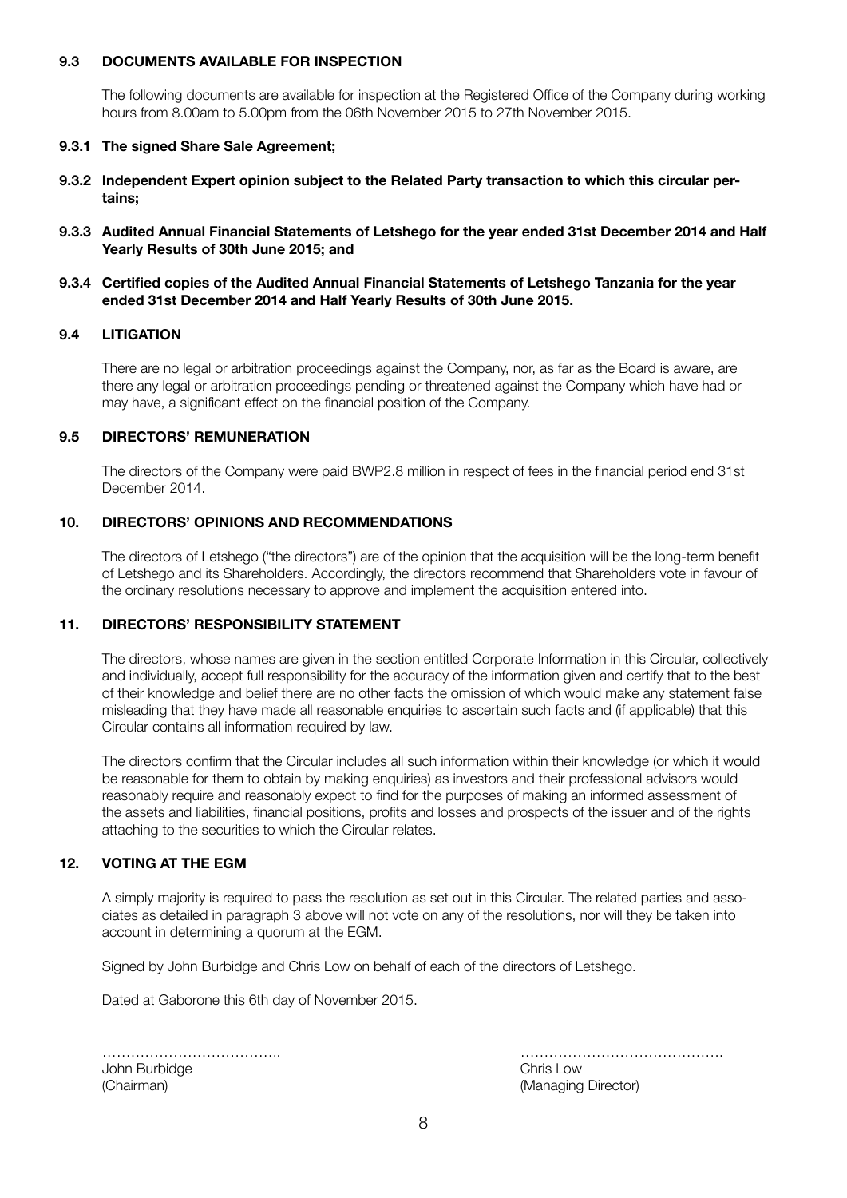### 9.3 DOCUMENTS AVAILABLE FOR INSPECTION

The following documents are available for inspection at the Registered Office of the Company during working hours from 8.00am to 5.00pm from the 06th November 2015 to 27th November 2015.

**9.3.1 The signed Share Sale Agreement;**

**9.3.2 Independent Expert opinion subject to the Related Party transaction to which this circular pertains;**

**9.3.3 Audited Annual Financial Statements of Letshego for the year ended 31st December 2014 and Half Yearly Results of 30th June 2015; and**

**9.3.4 Certified copies of the Audited Annual Financial Statements of Letshego Tanzania for the year ended 31st December 2014 and Half Yearly Results of 30th June 2015.**

### 9.4 LITIGATION

There are no legal or arbitration proceedings against the Company, nor, as far as the Board is aware, are there any legal or arbitration proceedings pending or threatened against the Company which have had or may have, a significant effect on the financial position of the Company.

### 9.5 DIRECTORS' REMUNERATION

The directors of the Company were paid BWP2.8 million in respect of fees in the financial period end 31st December 2014.

## 10. DIRECTORS' OPINIONS AND RECOMMENDATIONS

The directors of Letshego ("the directors") are of the opinion that the acquisition will be the long-term benefit of Letshego and its Shareholders. Accordingly, the directors recommend that Shareholders vote in favour of the ordinary resolutions necessary to approve and implement the acquisition entered into.

## 11. DIRECTORS' RESPONSIBILITY STATEMENT

The directors, whose names are given in the section entitled Corporate Information in this Circular, collectively and individually, accept full responsibility for the accuracy of the information given and certify that to the best of their knowledge and belief there are no other facts the omission of which would make any statement false misleading that they have made all reasonable enquiries to ascertain such facts and (if applicable) that this Circular contains all information required by law.

The directors confirm that the Circular includes all such information within their knowledge (or which it would be reasonable for them to obtain by making enquiries) as investors and their professional advisors would reasonably require and reasonably expect to find for the purposes of making an informed assessment of the assets and liabilities, financial positions, profits and losses and prospects of the issuer and of the rights attaching to the securities to which the Circular relates.

## 12. VOTING AT THE EGM

A simply majority is required to pass the resolution as set out in this Circular. The related parties and associates as detailed in paragraph 3 above will not vote on any of the resolutions, nor will they be taken into account in determining a quorum at the EGM.

Signed by John Burbidge and Chris Low on behalf of each of the directors of Letshego.

Dated at Gaborone this 6th day of November 2015.

………………………………..
John Burbidge
(Chairman)

…………………………………….
Chris Low
(Managing Director)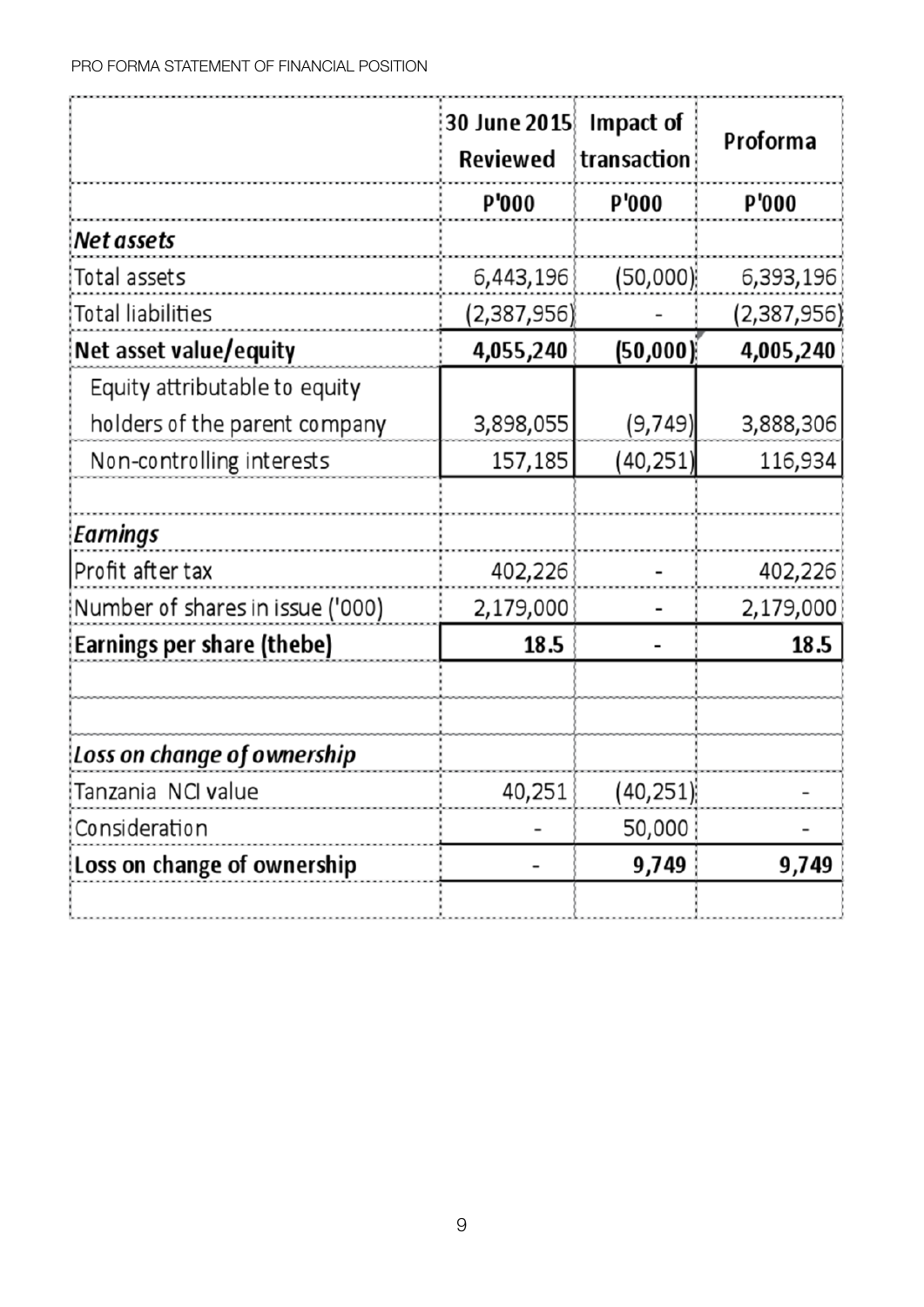PRO FORMA STATEMENT OF FINANCIAL POSITION

| | 30 June 2015 Reviewed | Impact of transaction | Proforma |
|---|---|---|---|
| | P'000 | P'000 | P'000 |
| ***Net assets*** | | | |
| Total assets | 6,443,196 | (50,000) | 6,393,196 |
| Total liabilities | (2,387,956) | - | (2,387,956) |
| **Net asset value/equity** | **4,055,240** | **(50,000)** | **4,005,240** |
| Equity attributable to equity holders of the parent company | 3,898,055 | (9,749) | 3,888,306 |
| Non-controlling interests | 157,185 | (40,251) | 116,934 |
| | | | |
| ***Earnings*** | | | |
| Profit after tax | 402,226 | - | 402,226 |
| Number of shares in issue ('000) | 2,179,000 | - | 2,179,000 |
| **Earnings per share (thebe)** | **18.5** | **-** | **18.5** |
| | | | |
| | | | |
| ***Loss on change of ownership*** | | | |
| Tanzania NCI value | 40,251 | (40,251) | - |
| Consideration | - | 50,000 | - |
| **Loss on change of ownership** | **-** | **9,749** | **9,749** |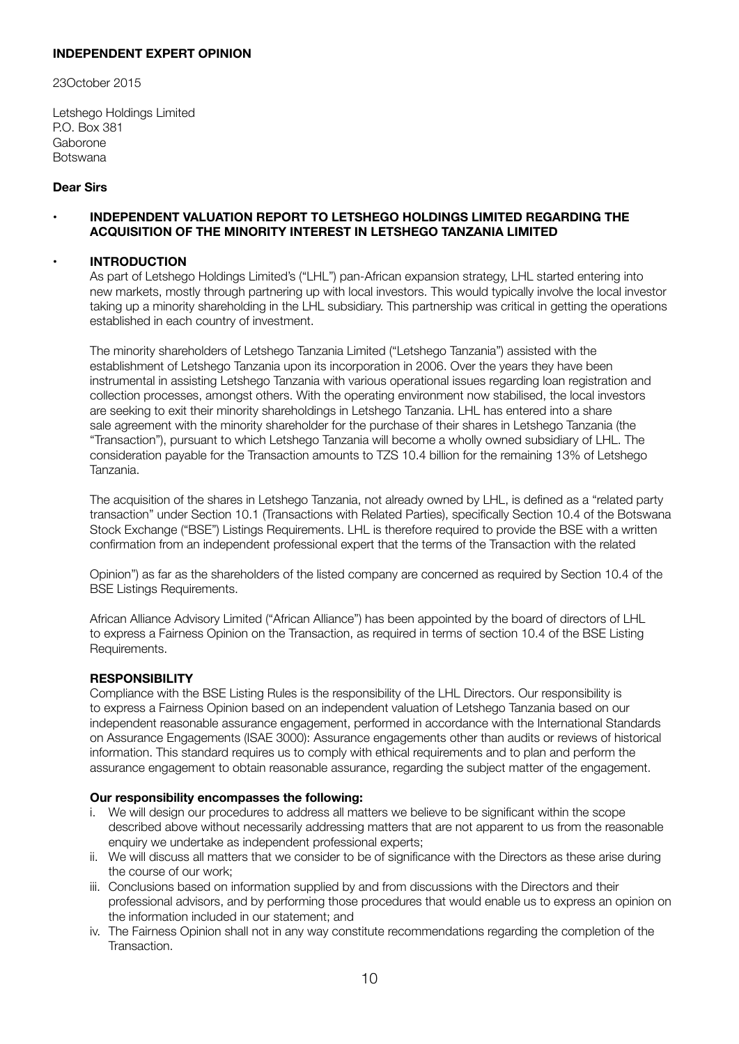**INDEPENDENT EXPERT OPINION**

23October 2015

Letshego Holdings Limited
P.O. Box 381
Gaborone
Botswana

**Dear Sirs**

- **INDEPENDENT VALUATION REPORT TO LETSHEGO HOLDINGS LIMITED REGARDING THE ACQUISITION OF THE MINORITY INTEREST IN LETSHEGO TANZANIA LIMITED**

- **INTRODUCTION**

As part of Letshego Holdings Limited's ("LHL") pan-African expansion strategy, LHL started entering into new markets, mostly through partnering up with local investors. This would typically involve the local investor taking up a minority shareholding in the LHL subsidiary. This partnership was critical in getting the operations established in each country of investment.

The minority shareholders of Letshego Tanzania Limited ("Letshego Tanzania") assisted with the establishment of Letshego Tanzania upon its incorporation in 2006. Over the years they have been instrumental in assisting Letshego Tanzania with various operational issues regarding loan registration and collection processes, amongst others. With the operating environment now stabilised, the local investors are seeking to exit their minority shareholdings in Letshego Tanzania. LHL has entered into a share sale agreement with the minority shareholder for the purchase of their shares in Letshego Tanzania (the "Transaction"), pursuant to which Letshego Tanzania will become a wholly owned subsidiary of LHL. The consideration payable for the Transaction amounts to TZS 10.4 billion for the remaining 13% of Letshego Tanzania.

The acquisition of the shares in Letshego Tanzania, not already owned by LHL, is defined as a "related party transaction" under Section 10.1 (Transactions with Related Parties), specifically Section 10.4 of the Botswana Stock Exchange ("BSE") Listings Requirements. LHL is therefore required to provide the BSE with a written confirmation from an independent professional expert that the terms of the Transaction with the related

Opinion") as far as the shareholders of the listed company are concerned as required by Section 10.4 of the BSE Listings Requirements.

African Alliance Advisory Limited ("African Alliance") has been appointed by the board of directors of LHL to express a Fairness Opinion on the Transaction, as required in terms of section 10.4 of the BSE Listing Requirements.

**RESPONSIBILITY**

Compliance with the BSE Listing Rules is the responsibility of the LHL Directors. Our responsibility is to express a Fairness Opinion based on an independent valuation of Letshego Tanzania based on our independent reasonable assurance engagement, performed in accordance with the International Standards on Assurance Engagements (ISAE 3000): Assurance engagements other than audits or reviews of historical information. This standard requires us to comply with ethical requirements and to plan and perform the assurance engagement to obtain reasonable assurance, regarding the subject matter of the engagement.

**Our responsibility encompasses the following:**

i. We will design our procedures to address all matters we believe to be significant within the scope described above without necessarily addressing matters that are not apparent to us from the reasonable enquiry we undertake as independent professional experts;
ii. We will discuss all matters that we consider to be of significance with the Directors as these arise during the course of our work;
iii. Conclusions based on information supplied by and from discussions with the Directors and their professional advisors, and by performing those procedures that would enable us to express an opinion on the information included in our statement; and
iv. The Fairness Opinion shall not in any way constitute recommendations regarding the completion of the Transaction.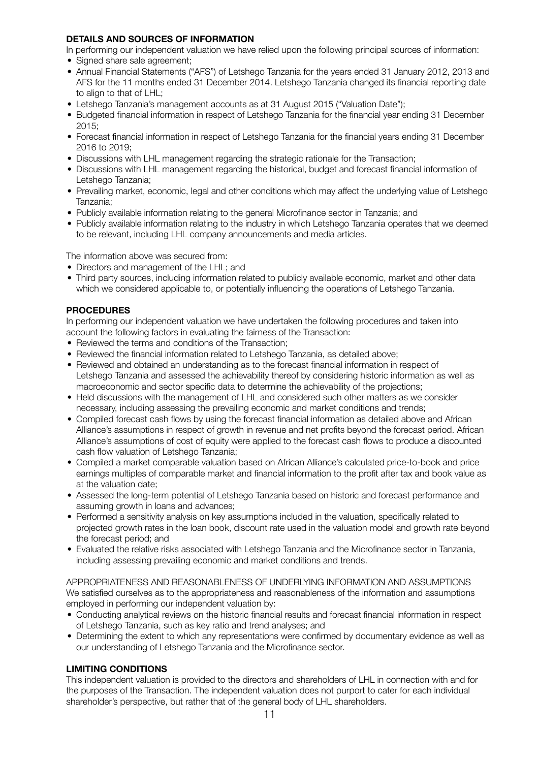**DETAILS AND SOURCES OF INFORMATION**

In performing our independent valuation we have relied upon the following principal sources of information:

- Signed share sale agreement;
- Annual Financial Statements ("AFS") of Letshego Tanzania for the years ended 31 January 2012, 2013 and AFS for the 11 months ended 31 December 2014. Letshego Tanzania changed its financial reporting date to align to that of LHL;
- Letshego Tanzania's management accounts as at 31 August 2015 ("Valuation Date");
- Budgeted financial information in respect of Letshego Tanzania for the financial year ending 31 December 2015;
- Forecast financial information in respect of Letshego Tanzania for the financial years ending 31 December 2016 to 2019;
- Discussions with LHL management regarding the strategic rationale for the Transaction;
- Discussions with LHL management regarding the historical, budget and forecast financial information of Letshego Tanzania;
- Prevailing market, economic, legal and other conditions which may affect the underlying value of Letshego Tanzania;
- Publicly available information relating to the general Microfinance sector in Tanzania; and
- Publicly available information relating to the industry in which Letshego Tanzania operates that we deemed to be relevant, including LHL company announcements and media articles.

The information above was secured from:

- Directors and management of the LHL; and
- Third party sources, including information related to publicly available economic, market and other data which we considered applicable to, or potentially influencing the operations of Letshego Tanzania.

**PROCEDURES**

In performing our independent valuation we have undertaken the following procedures and taken into account the following factors in evaluating the fairness of the Transaction:

- Reviewed the terms and conditions of the Transaction;
- Reviewed the financial information related to Letshego Tanzania, as detailed above;
- Reviewed and obtained an understanding as to the forecast financial information in respect of Letshego Tanzania and assessed the achievability thereof by considering historic information as well as macroeconomic and sector specific data to determine the achievability of the projections;
- Held discussions with the management of LHL and considered such other matters as we consider necessary, including assessing the prevailing economic and market conditions and trends;
- Compiled forecast cash flows by using the forecast financial information as detailed above and African Alliance's assumptions in respect of growth in revenue and net profits beyond the forecast period. African Alliance's assumptions of cost of equity were applied to the forecast cash flows to produce a discounted cash flow valuation of Letshego Tanzania;
- Compiled a market comparable valuation based on African Alliance's calculated price-to-book and price earnings multiples of comparable market and financial information to the profit after tax and book value as at the valuation date;
- Assessed the long-term potential of Letshego Tanzania based on historic and forecast performance and assuming growth in loans and advances;
- Performed a sensitivity analysis on key assumptions included in the valuation, specifically related to projected growth rates in the loan book, discount rate used in the valuation model and growth rate beyond the forecast period; and
- Evaluated the relative risks associated with Letshego Tanzania and the Microfinance sector in Tanzania, including assessing prevailing economic and market conditions and trends.

APPROPRIATENESS AND REASONABLENESS OF UNDERLYING INFORMATION AND ASSUMPTIONS

We satisfied ourselves as to the appropriateness and reasonableness of the information and assumptions employed in performing our independent valuation by:

- Conducting analytical reviews on the historic financial results and forecast financial information in respect of Letshego Tanzania, such as key ratio and trend analyses; and
- Determining the extent to which any representations were confirmed by documentary evidence as well as our understanding of Letshego Tanzania and the Microfinance sector.

**LIMITING CONDITIONS**

This independent valuation is provided to the directors and shareholders of LHL in connection with and for the purposes of the Transaction. The independent valuation does not purport to cater for each individual shareholder's perspective, but rather that of the general body of LHL shareholders.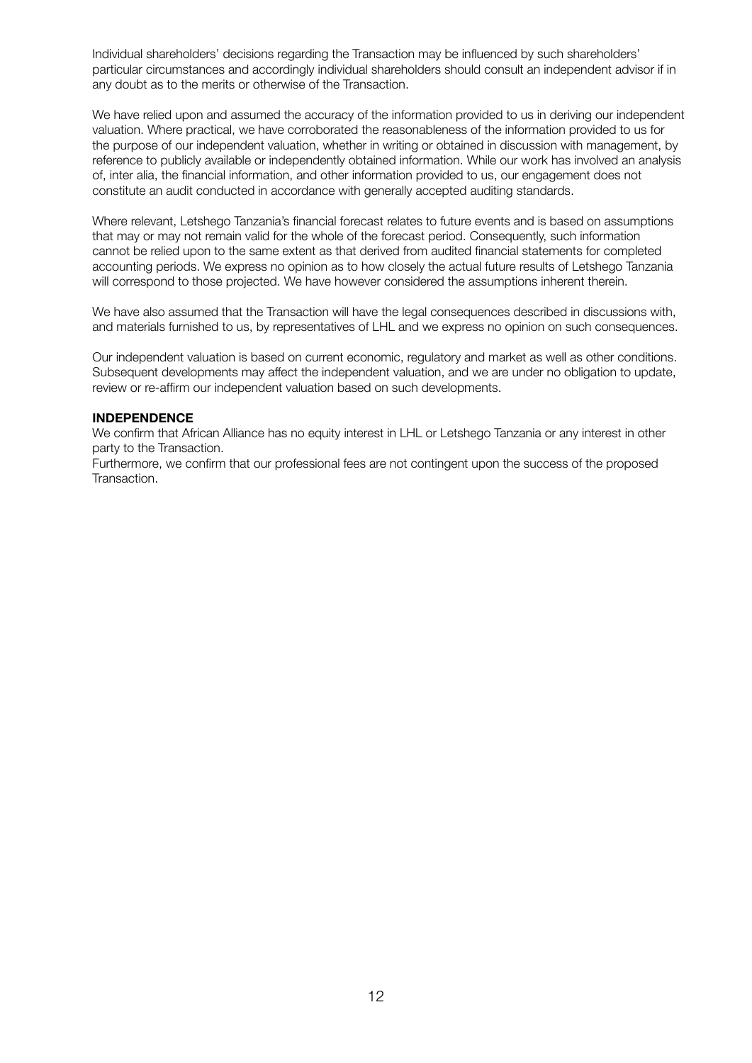Individual shareholders' decisions regarding the Transaction may be influenced by such shareholders' particular circumstances and accordingly individual shareholders should consult an independent advisor if in any doubt as to the merits or otherwise of the Transaction.

We have relied upon and assumed the accuracy of the information provided to us in deriving our independent valuation. Where practical, we have corroborated the reasonableness of the information provided to us for the purpose of our independent valuation, whether in writing or obtained in discussion with management, by reference to publicly available or independently obtained information. While our work has involved an analysis of, inter alia, the financial information, and other information provided to us, our engagement does not constitute an audit conducted in accordance with generally accepted auditing standards.

Where relevant, Letshego Tanzania's financial forecast relates to future events and is based on assumptions that may or may not remain valid for the whole of the forecast period. Consequently, such information cannot be relied upon to the same extent as that derived from audited financial statements for completed accounting periods. We express no opinion as to how closely the actual future results of Letshego Tanzania will correspond to those projected. We have however considered the assumptions inherent therein.

We have also assumed that the Transaction will have the legal consequences described in discussions with, and materials furnished to us, by representatives of LHL and we express no opinion on such consequences.

Our independent valuation is based on current economic, regulatory and market as well as other conditions. Subsequent developments may affect the independent valuation, and we are under no obligation to update, review or re-affirm our independent valuation based on such developments.

**INDEPENDENCE**

We confirm that African Alliance has no equity interest in LHL or Letshego Tanzania or any interest in other party to the Transaction.

Furthermore, we confirm that our professional fees are not contingent upon the success of the proposed Transaction.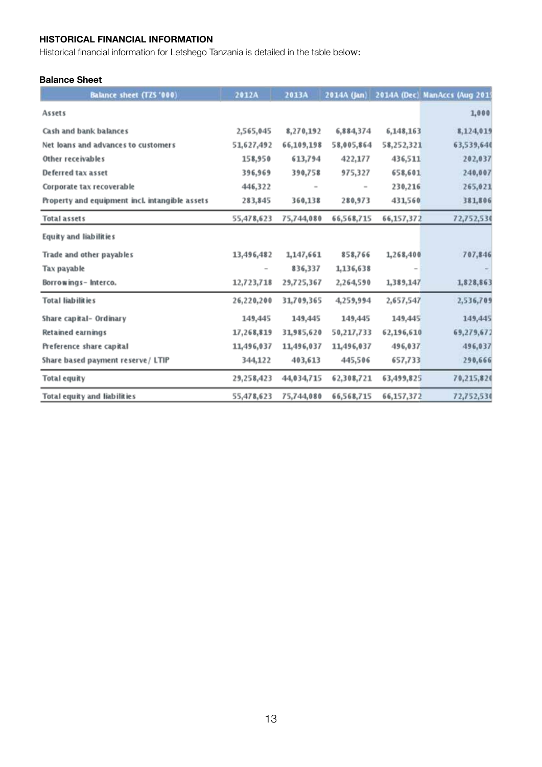**HISTORICAL FINANCIAL INFORMATION**

Historical financial information for Letshego Tanzania is detailed in the table below:

**Balance Sheet**

| Balance sheet (TZS '000) | 2012A | 2013A | 2014A (Jan) | 2014A (Dec) | ManAccs (Aug 201 |
|---|---|---|---|---|---|
| Assets | | | | | 1,000 |
| Cash and bank balances | 2,565,045 | 8,270,192 | 6,884,374 | 6,148,163 | 8,124,019 |
| Net loans and advances to customers | 51,627,492 | 66,109,198 | 58,005,864 | 58,252,321 | 63,539,640 |
| Other receivables | 158,950 | 613,794 | 422,177 | 436,511 | 202,037 |
| Deferred tax asset | 396,969 | 390,758 | 975,327 | 658,601 | 240,007 |
| Corporate tax recoverable | 446,322 | - | - | 230,216 | 265,021 |
| Property and equipment incl. intangible assets | 283,845 | 360,138 | 280,973 | 431,560 | 381,806 |
| Total assets | 55,478,623 | 75,744,080 | 66,568,715 | 66,157,372 | 72,752,530 |
| Equity and liabilities | | | | | |
| Trade and other payables | 13,496,482 | 1,147,661 | 858,766 | 1,268,400 | 707,846 |
| Tax payable | - | 836,337 | 1,136,638 | - | - |
| Borrowings- Interco. | 12,723,718 | 29,725,367 | 2,264,590 | 1,389,147 | 1,828,863 |
| Total liabilities | 26,220,200 | 31,709,365 | 4,259,994 | 2,657,547 | 2,536,709 |
| Share capital- Ordinary | 149,445 | 149,445 | 149,445 | 149,445 | 149,445 |
| Retained earnings | 17,268,819 | 31,985,620 | 50,217,733 | 62,196,610 | 69,279,672 |
| Preference share capital | 11,496,037 | 11,496,037 | 11,496,037 | 496,037 | 496,037 |
| Share based payment reserve/ LTIP | 344,122 | 403,613 | 445,506 | 657,733 | 290,666 |
| Total equity | 29,258,423 | 44,034,715 | 62,308,721 | 63,499,825 | 70,215,820 |
| Total equity and liabilities | 55,478,623 | 75,744,080 | 66,568,715 | 66,157,372 | 72,752,530 |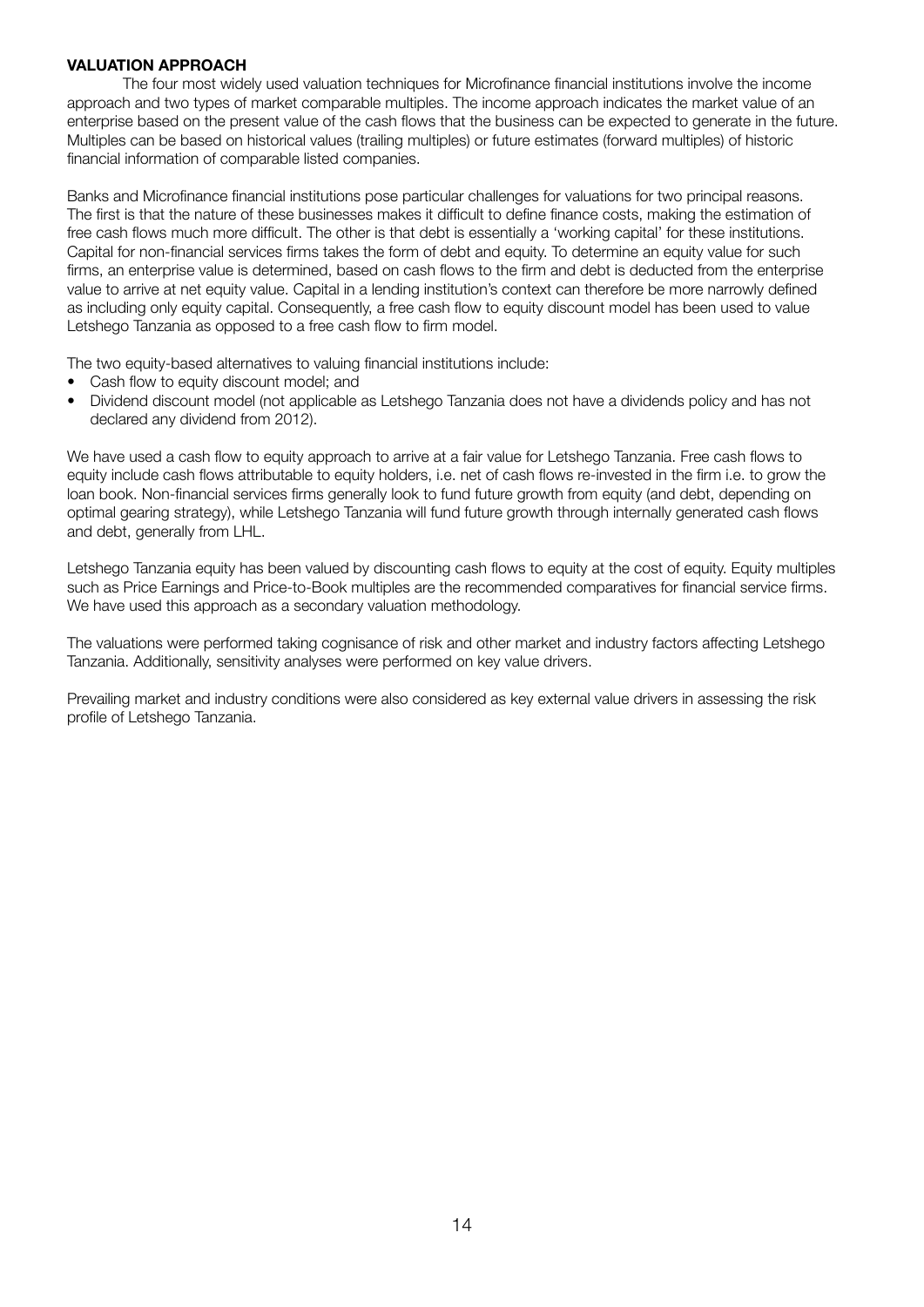## VALUATION APPROACH

The four most widely used valuation techniques for Microfinance financial institutions involve the income approach and two types of market comparable multiples. The income approach indicates the market value of an enterprise based on the present value of the cash flows that the business can be expected to generate in the future. Multiples can be based on historical values (trailing multiples) or future estimates (forward multiples) of historic financial information of comparable listed companies.

Banks and Microfinance financial institutions pose particular challenges for valuations for two principal reasons. The first is that the nature of these businesses makes it difficult to define finance costs, making the estimation of free cash flows much more difficult. The other is that debt is essentially a 'working capital' for these institutions. Capital for non-financial services firms takes the form of debt and equity. To determine an equity value for such firms, an enterprise value is determined, based on cash flows to the firm and debt is deducted from the enterprise value to arrive at net equity value. Capital in a lending institution's context can therefore be more narrowly defined as including only equity capital. Consequently, a free cash flow to equity discount model has been used to value Letshego Tanzania as opposed to a free cash flow to firm model.

The two equity-based alternatives to valuing financial institutions include:

- Cash flow to equity discount model; and
- Dividend discount model (not applicable as Letshego Tanzania does not have a dividends policy and has not declared any dividend from 2012).

We have used a cash flow to equity approach to arrive at a fair value for Letshego Tanzania. Free cash flows to equity include cash flows attributable to equity holders, i.e. net of cash flows re-invested in the firm i.e. to grow the loan book. Non-financial services firms generally look to fund future growth from equity (and debt, depending on optimal gearing strategy), while Letshego Tanzania will fund future growth through internally generated cash flows and debt, generally from LHL.

Letshego Tanzania equity has been valued by discounting cash flows to equity at the cost of equity. Equity multiples such as Price Earnings and Price-to-Book multiples are the recommended comparatives for financial service firms. We have used this approach as a secondary valuation methodology.

The valuations were performed taking cognisance of risk and other market and industry factors affecting Letshego Tanzania. Additionally, sensitivity analyses were performed on key value drivers.

Prevailing market and industry conditions were also considered as key external value drivers in assessing the risk profile of Letshego Tanzania.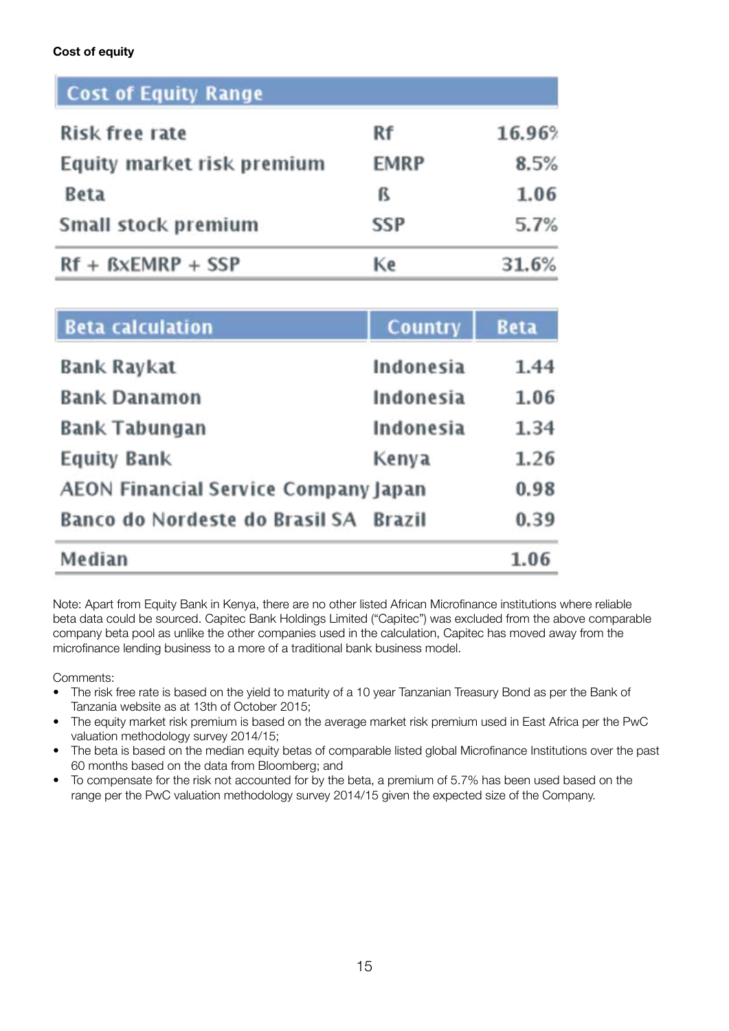**Cost of equity**

| Cost of Equity Range | | |
|---|---|---|
| Risk free rate | Rf | 16.96% |
| Equity market risk premium | EMRP | 8.5% |
| Beta | ß | 1.06 |
| Small stock premium | SSP | 5.7% |
| Rf + ßxEMRP + SSP | Ke | 31.6% |

| Beta calculation | Country | Beta |
|---|---|---|
| Bank Raykat | Indonesia | 1.44 |
| Bank Danamon | Indonesia | 1.06 |
| Bank Tabungan | Indonesia | 1.34 |
| Equity Bank | Kenya | 1.26 |
| AEON Financial Service Company | Japan | 0.98 |
| Banco do Nordeste do Brasil SA | Brazil | 0.39 |
| Median | | 1.06 |

Note: Apart from Equity Bank in Kenya, there are no other listed African Microfinance institutions where reliable beta data could be sourced. Capitec Bank Holdings Limited ("Capitec") was excluded from the above comparable company beta pool as unlike the other companies used in the calculation, Capitec has moved away from the microfinance lending business to a more of a traditional bank business model.

Comments:

- The risk free rate is based on the yield to maturity of a 10 year Tanzanian Treasury Bond as per the Bank of Tanzania website as at 13th of October 2015;
- The equity market risk premium is based on the average market risk premium used in East Africa per the PwC valuation methodology survey 2014/15;
- The beta is based on the median equity betas of comparable listed global Microfinance Institutions over the past 60 months based on the data from Bloomberg; and
- To compensate for the risk not accounted for by the beta, a premium of 5.7% has been used based on the range per the PwC valuation methodology survey 2014/15 given the expected size of the Company.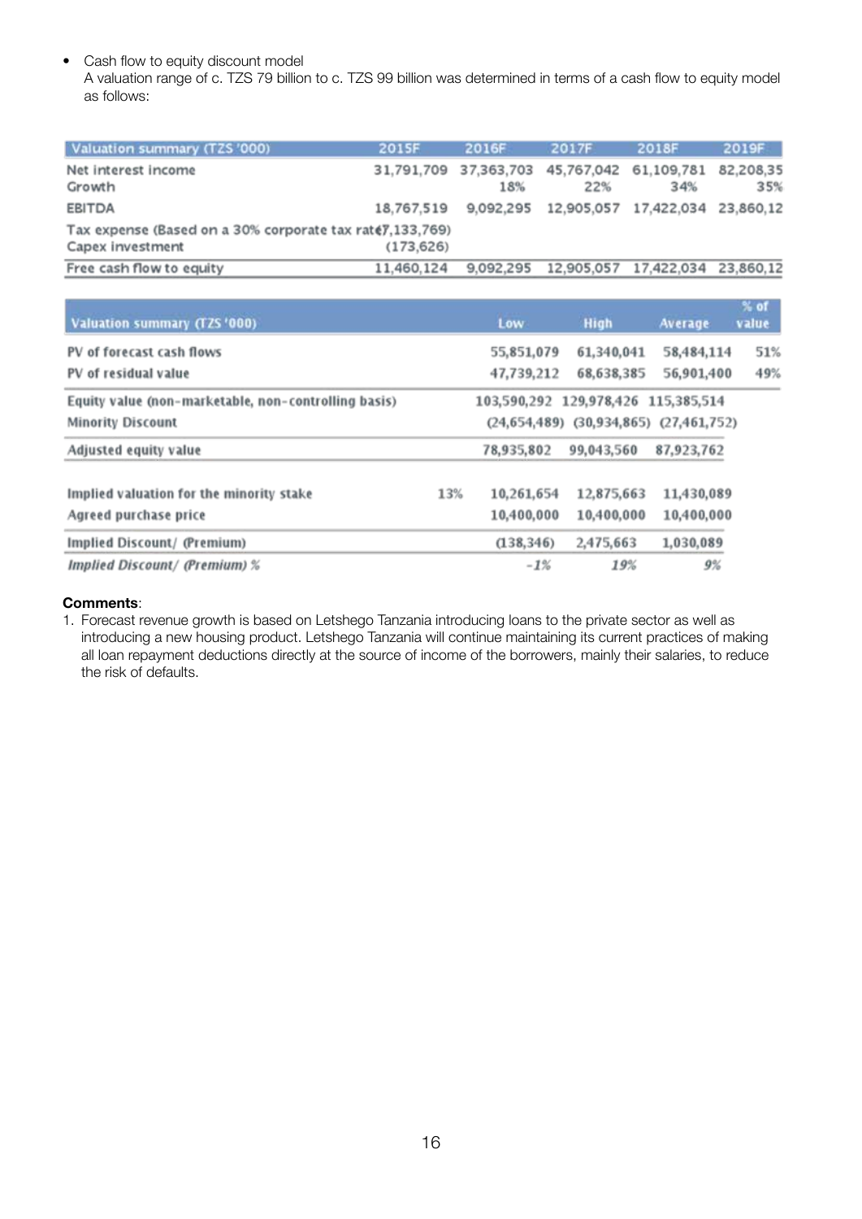- Cash flow to equity discount model
  A valuation range of c. TZS 79 billion to c. TZS 99 billion was determined in terms of a cash flow to equity model as follows:

| Valuation summary (TZS '000) | 2015F | 2016F | 2017F | 2018F | 2019F |
|---|---|---|---|---|---|
| Net interest income | 31,791,709 | 37,363,703 | 45,767,042 | 61,109,781 | 82,208,35 |
| Growth | | 18% | 22% | 34% | 35% |
| EBITDA | 18,767,519 | 9,092,295 | 12,905,057 | 17,422,034 | 23,860,12 |
| Tax expense (Based on a 30% corporate tax rate) | (7,133,769) | | | | |
| Capex investment | (173,626) | | | | |
| Free cash flow to equity | 11,460,124 | 9,092,295 | 12,905,057 | 17,422,034 | 23,860,12 |

| Valuation summary (TZS '000) | | Low | High | Average | % of value |
|---|---|---|---|---|---|
| PV of forecast cash flows | | 55,851,079 | 61,340,041 | 58,484,114 | 51% |
| PV of residual value | | 47,739,212 | 68,638,385 | 56,901,400 | 49% |
| Equity value (non-marketable, non-controlling basis) | | 103,590,292 | 129,978,426 | 115,385,514 | |
| Minority Discount | | (24,654,489) | (30,934,865) | (27,461,752) | |
| Adjusted equity value | | 78,935,802 | 99,043,560 | 87,923,762 | |
| Implied valuation for the minority stake | 13% | 10,261,654 | 12,875,663 | 11,430,089 | |
| Agreed purchase price | | 10,400,000 | 10,400,000 | 10,400,000 | |
| Implied Discount/ (Premium) | | (138,346) | 2,475,663 | 1,030,089 | |
| *Implied Discount/ (Premium) %* | | *-1%* | *19%* | *9%* | |

**Comments**:

1. Forecast revenue growth is based on Letshego Tanzania introducing loans to the private sector as well as introducing a new housing product. Letshego Tanzania will continue maintaining its current practices of making all loan repayment deductions directly at the source of income of the borrowers, mainly their salaries, to reduce the risk of defaults.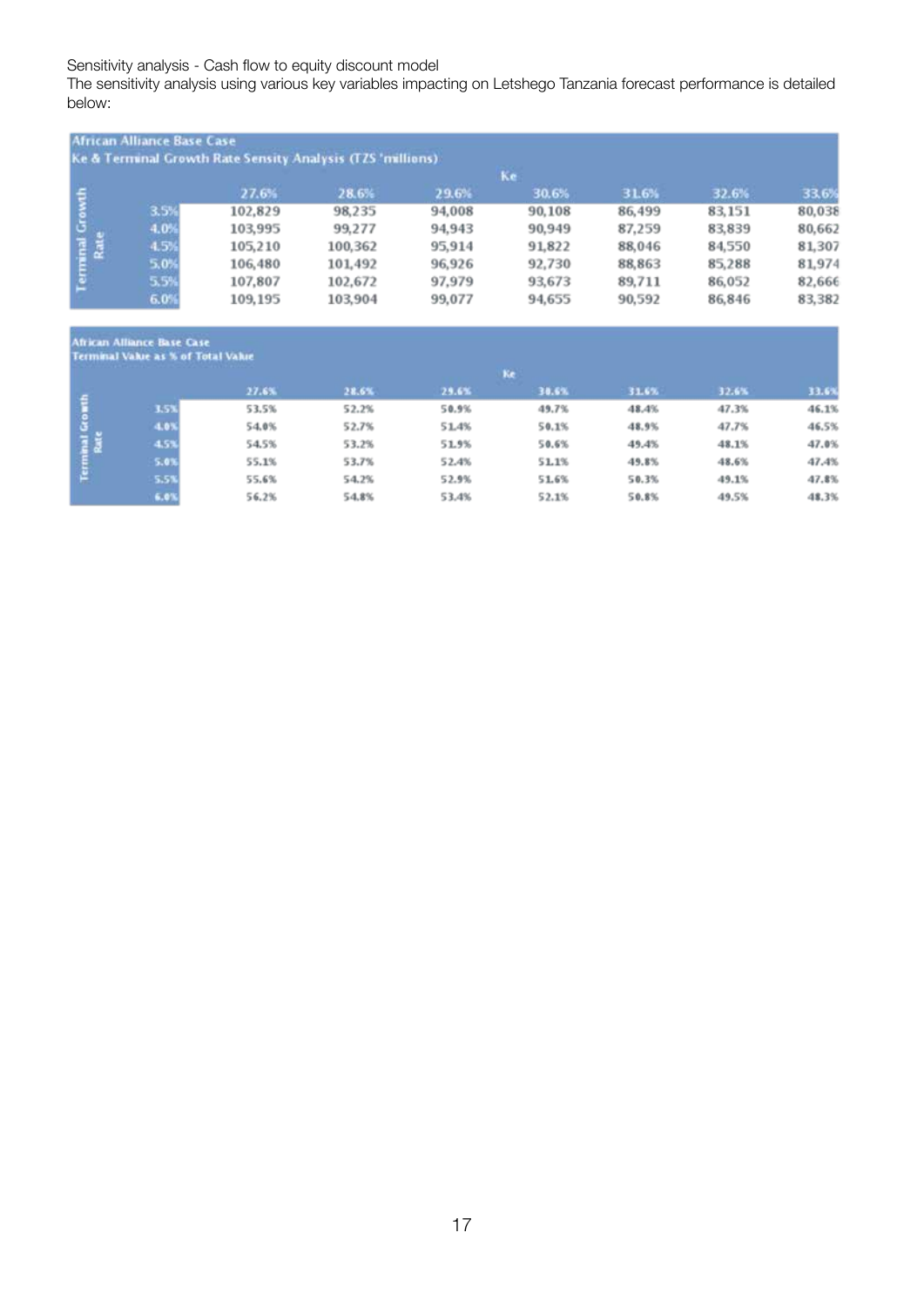Sensitivity analysis - Cash flow to equity discount model

The sensitivity analysis using various key variables impacting on Letshego Tanzania forecast performance is detailed below:

**African Alliance Base Case**
**Ke & Terminal Growth Rate Sensity Analysis (TZS 'millions)**

| Terminal Growth Rate | Ke 27.6% | 28.6% | 29.6% | 30.6% | 31.6% | 32.6% | 33.6% |
|---|---|---|---|---|---|---|---|
| 3.5% | 102,829 | 98,235 | 94,008 | 90,108 | 86,499 | 83,151 | 80,038 |
| 4.0% | 103,995 | 99,277 | 94,943 | 90,949 | 87,259 | 83,839 | 80,662 |
| 4.5% | 105,210 | 100,362 | 95,914 | 91,822 | 88,046 | 84,550 | 81,307 |
| 5.0% | 106,480 | 101,492 | 96,926 | 92,730 | 88,863 | 85,288 | 81,974 |
| 5.5% | 107,807 | 102,672 | 97,979 | 93,673 | 89,711 | 86,052 | 82,666 |
| 6.0% | 109,195 | 103,904 | 99,077 | 94,655 | 90,592 | 86,846 | 83,382 |

**African Alliance Base Case**
**Terminal Value as % of Total Value**

| Terminal Growth Rate | Ke 27.6% | 28.6% | 29.6% | 30.6% | 31.6% | 32.6% | 33.6% |
|---|---|---|---|---|---|---|---|
| 3.5% | 53.5% | 52.2% | 50.9% | 49.7% | 48.4% | 47.3% | 46.1% |
| 4.0% | 54.0% | 52.7% | 51.4% | 50.1% | 48.9% | 47.7% | 46.5% |
| 4.5% | 54.5% | 53.2% | 51.9% | 50.6% | 49.4% | 48.1% | 47.0% |
| 5.0% | 55.1% | 53.7% | 52.4% | 51.1% | 49.8% | 48.6% | 47.4% |
| 5.5% | 55.6% | 54.2% | 52.9% | 51.6% | 50.3% | 49.1% | 47.8% |
| 6.0% | 56.2% | 54.8% | 53.4% | 52.1% | 50.8% | 49.5% | 48.3% |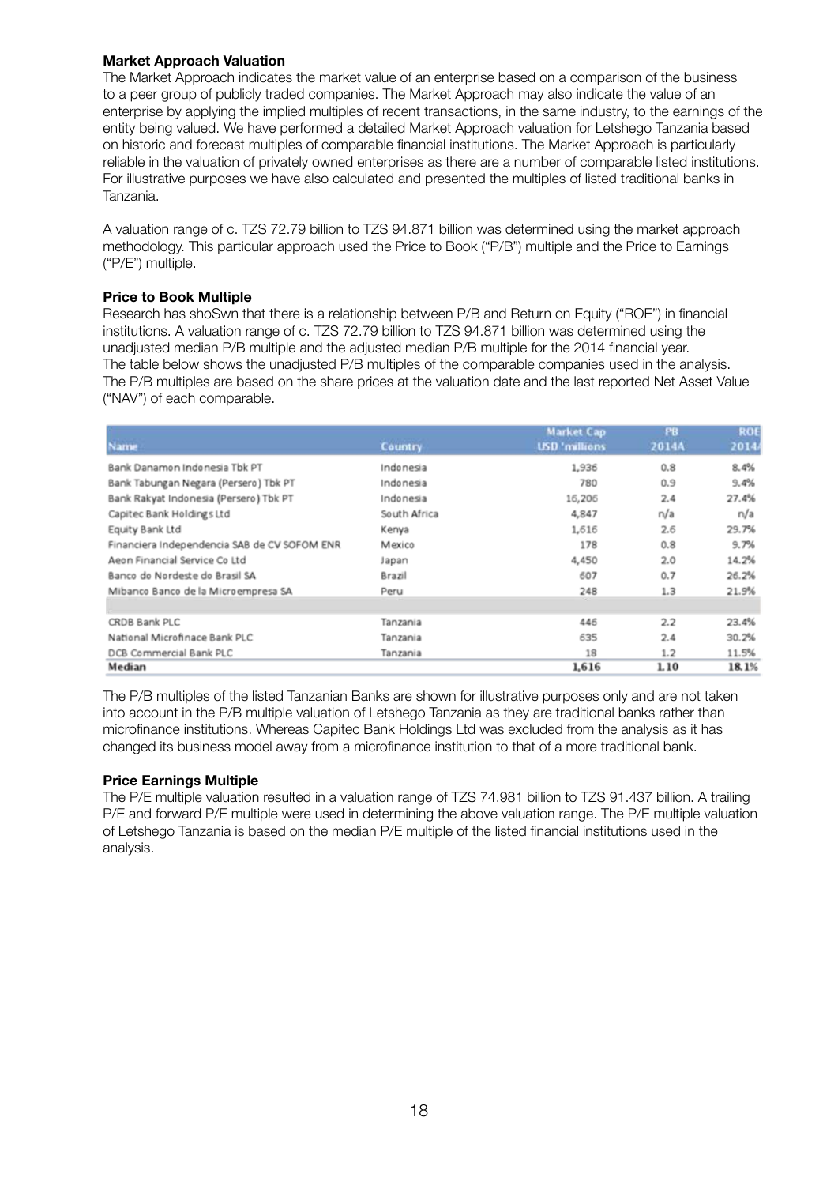**Market Approach Valuation**

The Market Approach indicates the market value of an enterprise based on a comparison of the business to a peer group of publicly traded companies. The Market Approach may also indicate the value of an enterprise by applying the implied multiples of recent transactions, in the same industry, to the earnings of the entity being valued. We have performed a detailed Market Approach valuation for Letshego Tanzania based on historic and forecast multiples of comparable financial institutions. The Market Approach is particularly reliable in the valuation of privately owned enterprises as there are a number of comparable listed institutions. For illustrative purposes we have also calculated and presented the multiples of listed traditional banks in Tanzania.

A valuation range of c. TZS 72.79 billion to TZS 94.871 billion was determined using the market approach methodology. This particular approach used the Price to Book ("P/B") multiple and the Price to Earnings ("P/E") multiple.

**Price to Book Multiple**

Research has shoSwn that there is a relationship between P/B and Return on Equity ("ROE") in financial institutions. A valuation range of c. TZS 72.79 billion to TZS 94.871 billion was determined using the unadjusted median P/B multiple and the adjusted median P/B multiple for the 2014 financial year. The table below shows the unadjusted P/B multiples of the comparable companies used in the analysis. The P/B multiples are based on the share prices at the valuation date and the last reported Net Asset Value ("NAV") of each comparable.

| Name | Country | Market Cap USD 'millions | PB 2014A | ROE 2014A |
|---|---|---|---|---|
| Bank Danamon Indonesia Tbk PT | Indonesia | 1,936 | 0.8 | 8.4% |
| Bank Tabungan Negara (Persero) Tbk PT | Indonesia | 780 | 0.9 | 9.4% |
| Bank Rakyat Indonesia (Persero) Tbk PT | Indonesia | 16,206 | 2.4 | 27.4% |
| Capitec Bank Holdings Ltd | South Africa | 4,847 | n/a | n/a |
| Equity Bank Ltd | Kenya | 1,616 | 2.6 | 29.7% |
| Financiera Independencia SAB de CV SOFOM ENR | Mexico | 178 | 0.8 | 9.7% |
| Aeon Financial Service Co Ltd | Japan | 4,450 | 2.0 | 14.2% |
| Banco do Nordeste do Brasil SA | Brazil | 607 | 0.7 | 26.2% |
| Mibanco Banco de la Microempresa SA | Peru | 248 | 1.3 | 21.9% |
| | | | | |
| CRDB Bank PLC | Tanzania | 446 | 2.2 | 23.4% |
| National Microfinace Bank PLC | Tanzania | 635 | 2.4 | 30.2% |
| DCB Commercial Bank PLC | Tanzania | 18 | 1.2 | 11.5% |
| **Median** | | **1,616** | **1.10** | **18.1%** |

The P/B multiples of the listed Tanzanian Banks are shown for illustrative purposes only and are not taken into account in the P/B multiple valuation of Letshego Tanzania as they are traditional banks rather than microfinance institutions. Whereas Capitec Bank Holdings Ltd was excluded from the analysis as it has changed its business model away from a microfinance institution to that of a more traditional bank.

**Price Earnings Multiple**

The P/E multiple valuation resulted in a valuation range of TZS 74.981 billion to TZS 91.437 billion. A trailing P/E and forward P/E multiple were used in determining the above valuation range. The P/E multiple valuation of Letshego Tanzania is based on the median P/E multiple of the listed financial institutions used in the analysis.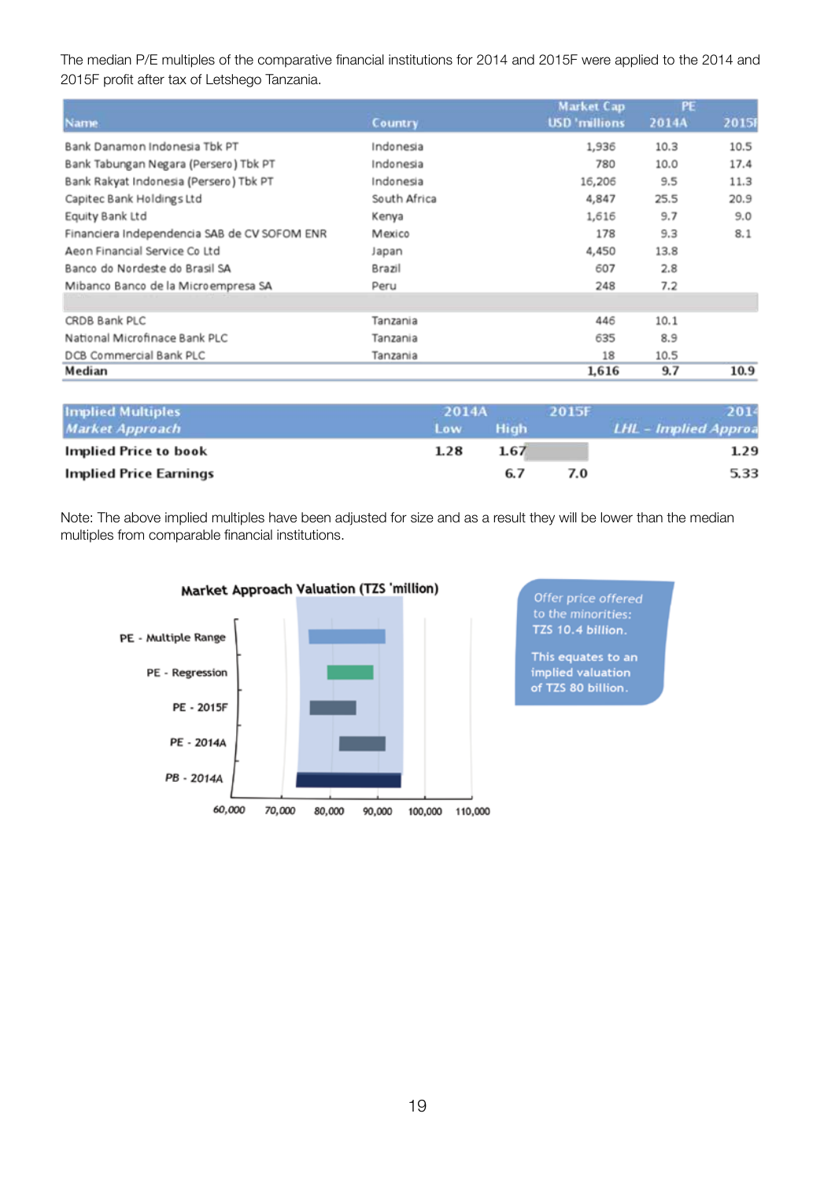The median P/E multiples of the comparative financial institutions for 2014 and 2015F were applied to the 2014 and 2015F profit after tax of Letshego Tanzania.

| Name | Country | Market Cap USD 'millions | PE 2014A | 2015F |
|---|---|---|---|---|
| Bank Danamon Indonesia Tbk PT | Indonesia | 1,936 | 10.3 | 10.5 |
| Bank Tabungan Negara (Persero) Tbk PT | Indonesia | 780 | 10.0 | 17.4 |
| Bank Rakyat Indonesia (Persero) Tbk PT | Indonesia | 16,206 | 9.5 | 11.3 |
| Capitec Bank Holdings Ltd | South Africa | 4,847 | 25.5 | 20.9 |
| Equity Bank Ltd | Kenya | 1,616 | 9.7 | 9.0 |
| Financiera Independencia SAB de CV SOFOM ENR | Mexico | 178 | 9.3 | 8.1 |
| Aeon Financial Service Co Ltd | Japan | 4,450 | 13.8 | |
| Banco do Nordeste do Brasil SA | Brazil | 607 | 2.8 | |
| Mibanco Banco de la Microempresa SA | Peru | 248 | 7.2 | |
| | | | | |
| CRDB Bank PLC | Tanzania | 446 | 10.1 | |
| National Microfinace Bank PLC | Tanzania | 635 | 8.9 | |
| DCB Commercial Bank PLC | Tanzania | 18 | 10.5 | |
| **Median** | | **1,616** | **9.7** | **10.9** |

| Implied Multiples<br>*Market Approach* | 2014A<br>Low | <br>High | 2015F | 2014<br>*LHL – Implied Approach* |
|---|---|---|---|---|
| **Implied Price to book** | 1.28 | 1.67 | | 1.29 |
| **Implied Price Earnings** | | 6.7 | 7.0 | 5.33 |

Note: The above implied multiples have been adjusted for size and as a result they will be lower than the median multiples from comparable financial institutions.

**Market Approach Valuation (TZS 'million)**

| Method | Approximate range (TZS 'million) |
|---|---|
| PE - Multiple Range | 75,500 – 91,000 |
| PE - Regression | 79,500 – 89,000 |
| PE - 2015F | 75,500 – 85,000 |
| PE - 2014A | 81,500 – 91,000 |
| PB - 2014A | 73,500 – 95,000 |

Axis: 60,000 | 70,000 | 80,000 | 90,000 | 100,000 | 110,000

Offer price offered to the minorities: TZS 10.4 billion.

This equates to an implied valuation of TZS 80 billion.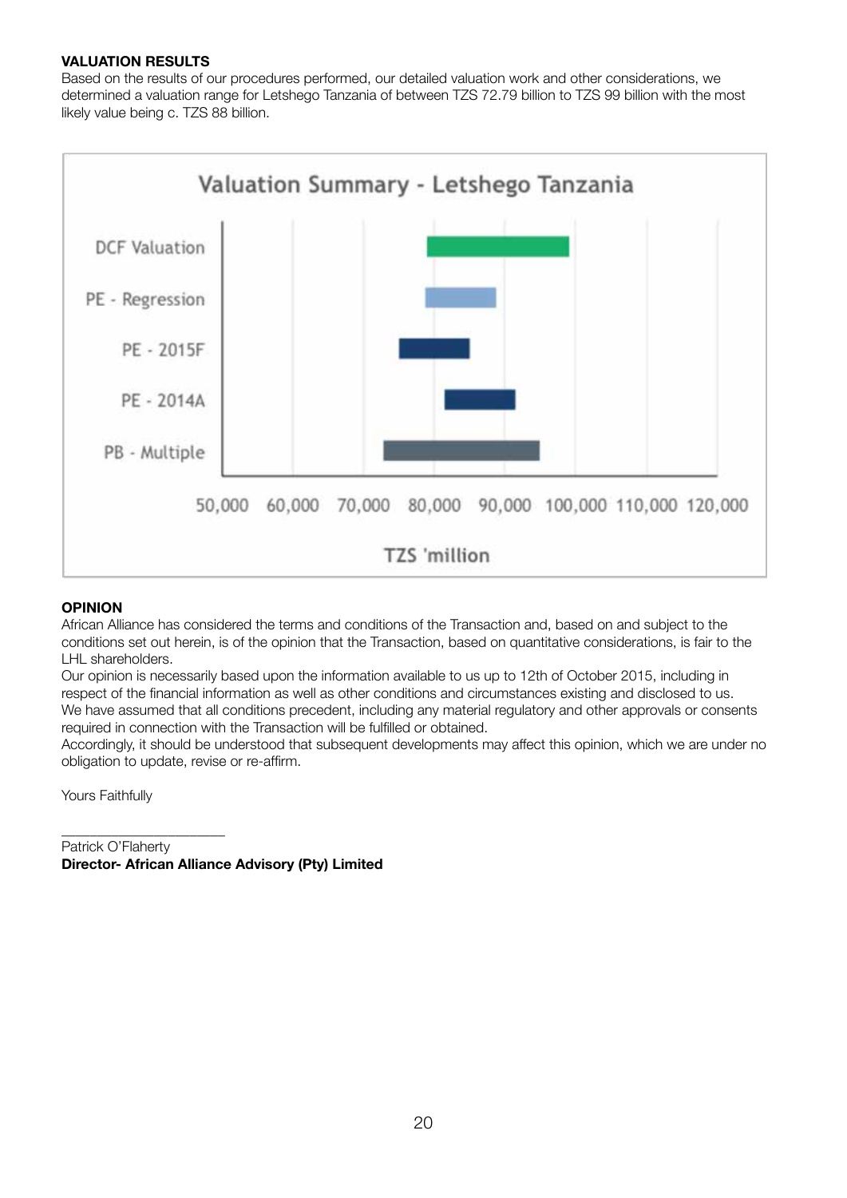**VALUATION RESULTS**

Based on the results of our procedures performed, our detailed valuation work and other considerations, we determined a valuation range for Letshego Tanzania of between TZS 72.79 billion to TZS 99 billion with the most likely value being c. TZS 88 billion.

Valuation Summary - Letshego Tanzania

DCF Valuation

PE - Regression

PE - 2015F

PE - 2014A

PB - Multiple

50,000 60,000 70,000 80,000 90,000 100,000 110,000 120,000

TZS 'million

**OPINION**

African Alliance has considered the terms and conditions of the Transaction and, based on and subject to the conditions set out herein, is of the opinion that the Transaction, based on quantitative considerations, is fair to the LHL shareholders.

Our opinion is necessarily based upon the information available to us up to 12th of October 2015, including in respect of the financial information as well as other conditions and circumstances existing and disclosed to us.

We have assumed that all conditions precedent, including any material regulatory and other approvals or consents required in connection with the Transaction will be fulfilled or obtained.

Accordingly, it should be understood that subsequent developments may affect this opinion, which we are under no obligation to update, revise or re-affirm.

Yours Faithfully

\_\_\_\_\_\_\_\_\_\_\_\_\_\_\_\_\_\_\_\_\_\_

Patrick O'Flaherty

**Director- African Alliance Advisory (Pty) Limited**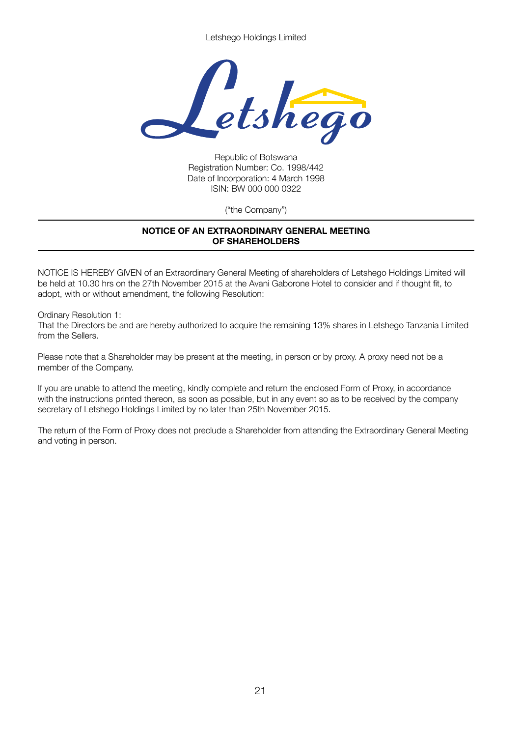Letshego Holdings Limited

Republic of Botswana
Registration Number: Co. 1998/442
Date of Incorporation: 4 March 1998
ISIN: BW 000 000 0322

("the Company")

**NOTICE OF AN EXTRAORDINARY GENERAL MEETING OF SHAREHOLDERS**

NOTICE IS HEREBY GIVEN of an Extraordinary General Meeting of shareholders of Letshego Holdings Limited will be held at 10.30 hrs on the 27th November 2015 at the Avani Gaborone Hotel to consider and if thought fit, to adopt, with or without amendment, the following Resolution:

Ordinary Resolution 1:
That the Directors be and are hereby authorized to acquire the remaining 13% shares in Letshego Tanzania Limited from the Sellers.

Please note that a Shareholder may be present at the meeting, in person or by proxy. A proxy need not be a member of the Company.

If you are unable to attend the meeting, kindly complete and return the enclosed Form of Proxy, in accordance with the instructions printed thereon, as soon as possible, but in any event so as to be received by the company secretary of Letshego Holdings Limited by no later than 25th November 2015.

The return of the Form of Proxy does not preclude a Shareholder from attending the Extraordinary General Meeting and voting in person.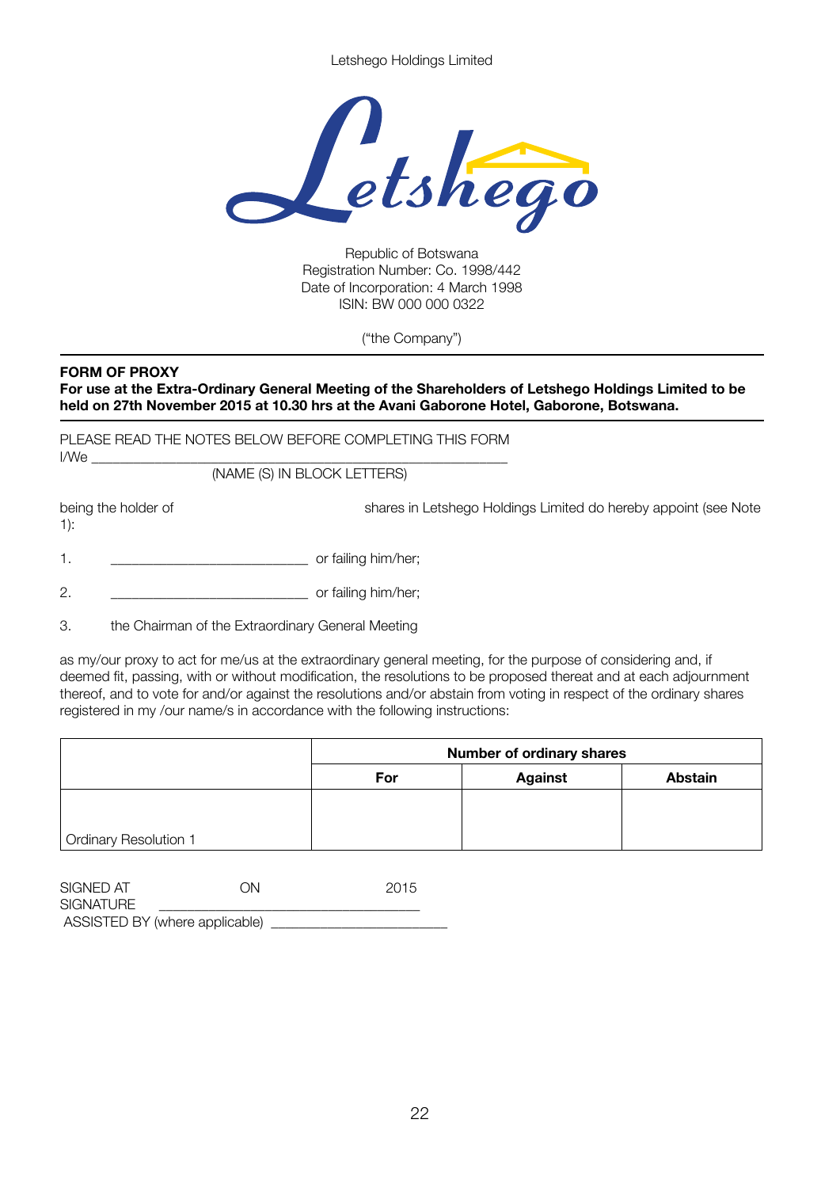Letshego Holdings Limited

Republic of Botswana
Registration Number: Co. 1998/442
Date of Incorporation: 4 March 1998
ISIN: BW 000 000 0322

("the Company")

**FORM OF PROXY**
**For use at the Extra-Ordinary General Meeting of the Shareholders of Letshego Holdings Limited to be held on 27th November 2015 at 10.30 hrs at the Avani Gaborone Hotel, Gaborone, Botswana.**

PLEASE READ THE NOTES BELOW BEFORE COMPLETING THIS FORM
I/We ____________________________________________________________
(NAME (S) IN BLOCK LETTERS)

being the holder of shares in Letshego Holdings Limited do hereby appoint (see Note 1):

1. ___________________________ or failing him/her;

2. ___________________________ or failing him/her;

3. the Chairman of the Extraordinary General Meeting

as my/our proxy to act for me/us at the extraordinary general meeting, for the purpose of considering and, if deemed fit, passing, with or without modification, the resolutions to be proposed thereat and at each adjournment thereof, and to vote for and/or against the resolutions and/or abstain from voting in respect of the ordinary shares registered in my /our name/s in accordance with the following instructions:

| | Number of ordinary shares | | |
|---|---|---|---|
| | **For** | **Against** | **Abstain** |
| Ordinary Resolution 1 | | | |

SIGNED AT ON 2015
SIGNATURE ____________________________________
ASSISTED BY (where applicable) ________________________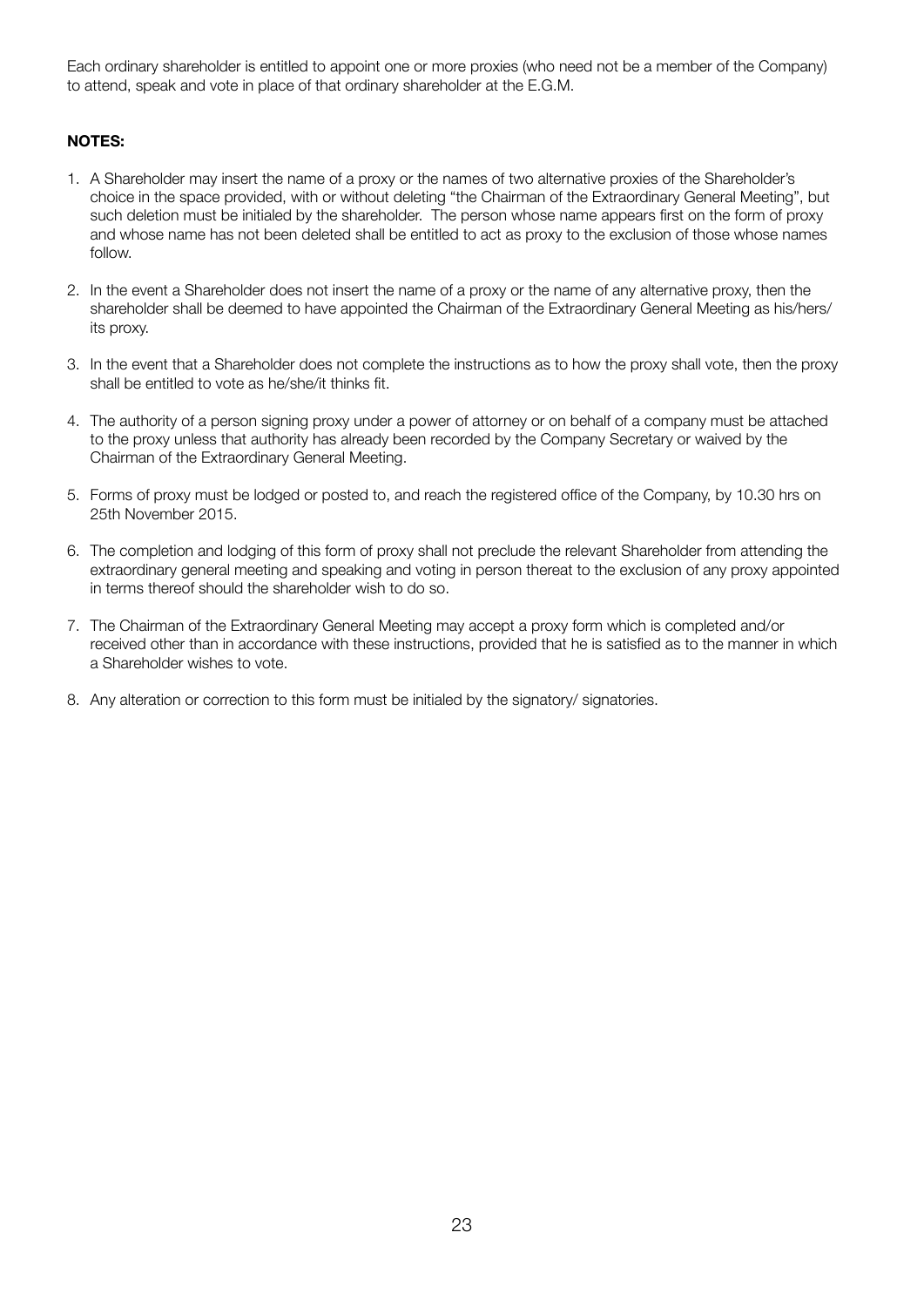Each ordinary shareholder is entitled to appoint one or more proxies (who need not be a member of the Company) to attend, speak and vote in place of that ordinary shareholder at the E.G.M.

**NOTES:**

1. A Shareholder may insert the name of a proxy or the names of two alternative proxies of the Shareholder's choice in the space provided, with or without deleting "the Chairman of the Extraordinary General Meeting", but such deletion must be initialed by the shareholder. The person whose name appears first on the form of proxy and whose name has not been deleted shall be entitled to act as proxy to the exclusion of those whose names follow.
2. In the event a Shareholder does not insert the name of a proxy or the name of any alternative proxy, then the shareholder shall be deemed to have appointed the Chairman of the Extraordinary General Meeting as his/hers/ its proxy.
3. In the event that a Shareholder does not complete the instructions as to how the proxy shall vote, then the proxy shall be entitled to vote as he/she/it thinks fit.
4. The authority of a person signing proxy under a power of attorney or on behalf of a company must be attached to the proxy unless that authority has already been recorded by the Company Secretary or waived by the Chairman of the Extraordinary General Meeting.
5. Forms of proxy must be lodged or posted to, and reach the registered office of the Company, by 10.30 hrs on 25th November 2015.
6. The completion and lodging of this form of proxy shall not preclude the relevant Shareholder from attending the extraordinary general meeting and speaking and voting in person thereat to the exclusion of any proxy appointed in terms thereof should the shareholder wish to do so.
7. The Chairman of the Extraordinary General Meeting may accept a proxy form which is completed and/or received other than in accordance with these instructions, provided that he is satisfied as to the manner in which a Shareholder wishes to vote.
8. Any alteration or correction to this form must be initialed by the signatory/ signatories.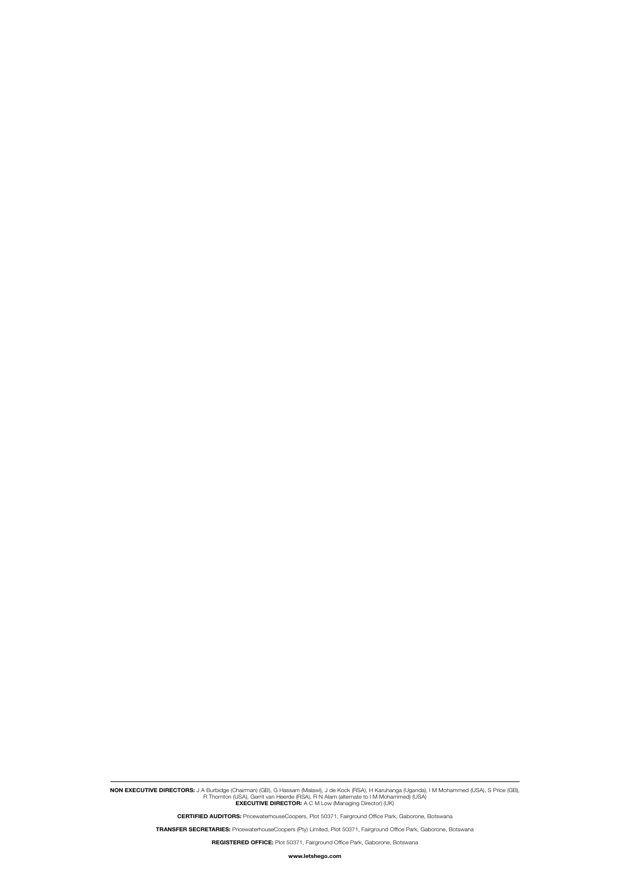---

**NON EXECUTIVE DIRECTORS:** J A Burbidge (Chairman) (GB), G Hassam (Malawi), J de Kock (RSA), H Karuhanga (Uganda), I M Mohammed (USA), S Price (GB), R Thornton (USA), Gerrit van Heerde (RSA), R N Alam (alternate to I M Mohammed) (USA)
**EXECUTIVE DIRECTOR:** A C M Low (Managing Director) (UK)

**CERTIFIED AUDITORS:** PricewaterhouseCoopers, Plot 50371, Fairground Office Park, Gaborone, Botswana

**TRANSFER SECRETARIES:** PricewaterhouseCoopers (Pty) Limited, Plot 50371, Fairground Office Park, Gaborone, Botswana

**REGISTERED OFFICE:** Plot 50371, Fairground Office Park, Gaborone, Botswana

**www.letshego.com**